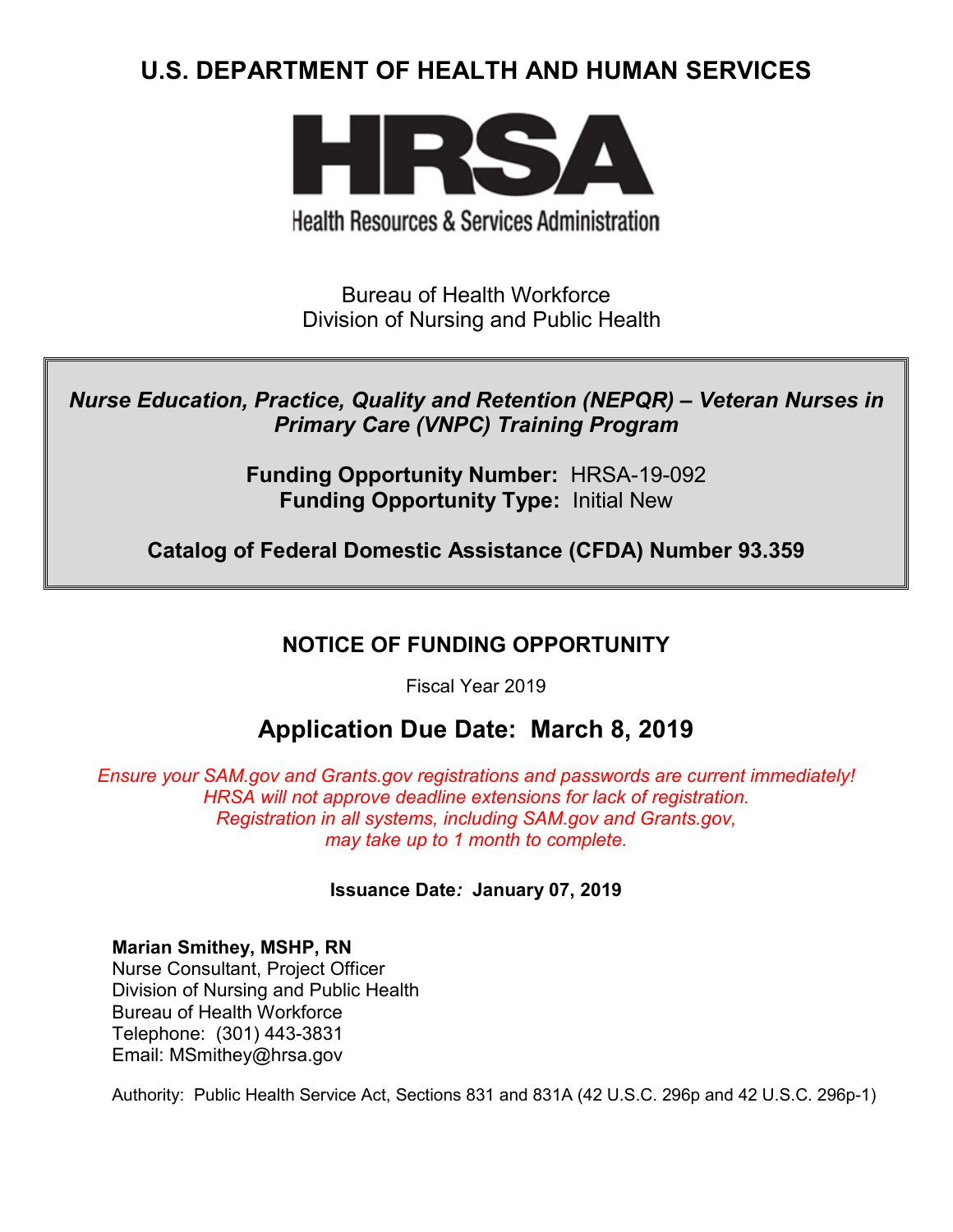# U.S. DEPARTMENT OF HEALTH AND HUMAN SERVICES

**HRSA**

Health Resources & Services Administration

Bureau of Health Workforce
Division of Nursing and Public Health

***Nurse Education, Practice, Quality and Retention (NEPQR) – Veteran Nurses in Primary Care (VNPC) Training Program***

**Funding Opportunity Number:** HRSA-19-092
**Funding Opportunity Type:** Initial New

**Catalog of Federal Domestic Assistance (CFDA) Number 93.359**

## NOTICE OF FUNDING OPPORTUNITY

Fiscal Year 2019

## Application Due Date: March 8, 2019

*Ensure your SAM.gov and Grants.gov registrations and passwords are current immediately! HRSA will not approve deadline extensions for lack of registration. Registration in all systems, including SAM.gov and Grants.gov, may take up to 1 month to complete.*

**Issuance Date: January 07, 2019**

**Marian Smithey, MSHP, RN**
Nurse Consultant, Project Officer
Division of Nursing and Public Health
Bureau of Health Workforce
Telephone: (301) 443-3831
Email: MSmithey@hrsa.gov

Authority: Public Health Service Act, Sections 831 and 831A (42 U.S.C. 296p and 42 U.S.C. 296p-1)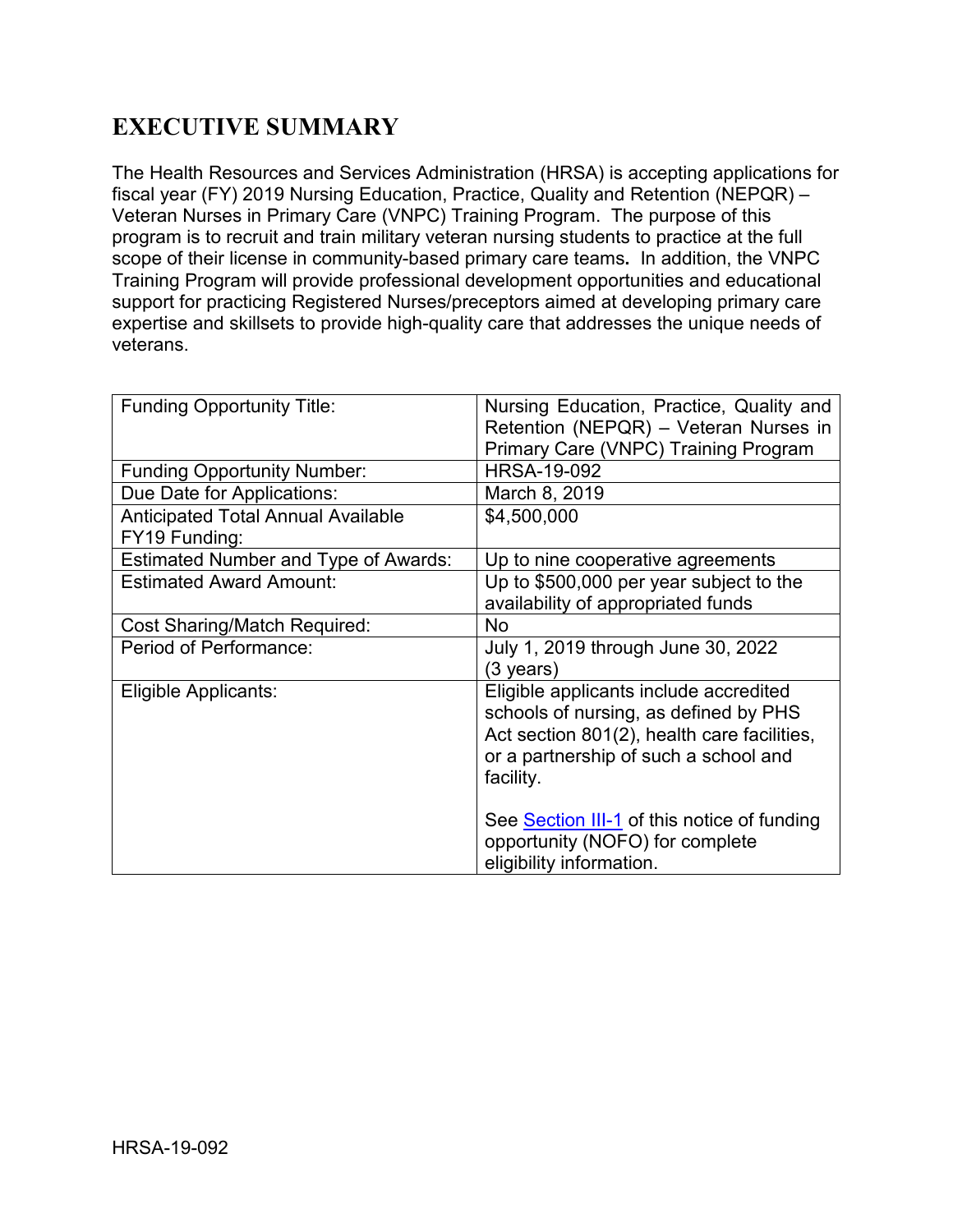# EXECUTIVE SUMMARY

The Health Resources and Services Administration (HRSA) is accepting applications for fiscal year (FY) 2019 Nursing Education, Practice, Quality and Retention (NEPQR) – Veteran Nurses in Primary Care (VNPC) Training Program. The purpose of this program is to recruit and train military veteran nursing students to practice at the full scope of their license in community-based primary care teams**.** In addition, the VNPC Training Program will provide professional development opportunities and educational support for practicing Registered Nurses/preceptors aimed at developing primary care expertise and skillsets to provide high-quality care that addresses the unique needs of veterans.

| | |
|---|---|
| Funding Opportunity Title: | Nursing Education, Practice, Quality and Retention (NEPQR) – Veteran Nurses in Primary Care (VNPC) Training Program |
| Funding Opportunity Number: | HRSA-19-092 |
| Due Date for Applications: | March 8, 2019 |
| Anticipated Total Annual Available FY19 Funding: | $4,500,000 |
| Estimated Number and Type of Awards: | Up to nine cooperative agreements |
| Estimated Award Amount: | Up to $500,000 per year subject to the availability of appropriated funds |
| Cost Sharing/Match Required: | No |
| Period of Performance: | July 1, 2019 through June 30, 2022 (3 years) |
| Eligible Applicants: | Eligible applicants include accredited schools of nursing, as defined by PHS Act section 801(2), health care facilities, or a partnership of such a school and facility.<br><br>See Section III-1 of this notice of funding opportunity (NOFO) for complete eligibility information. |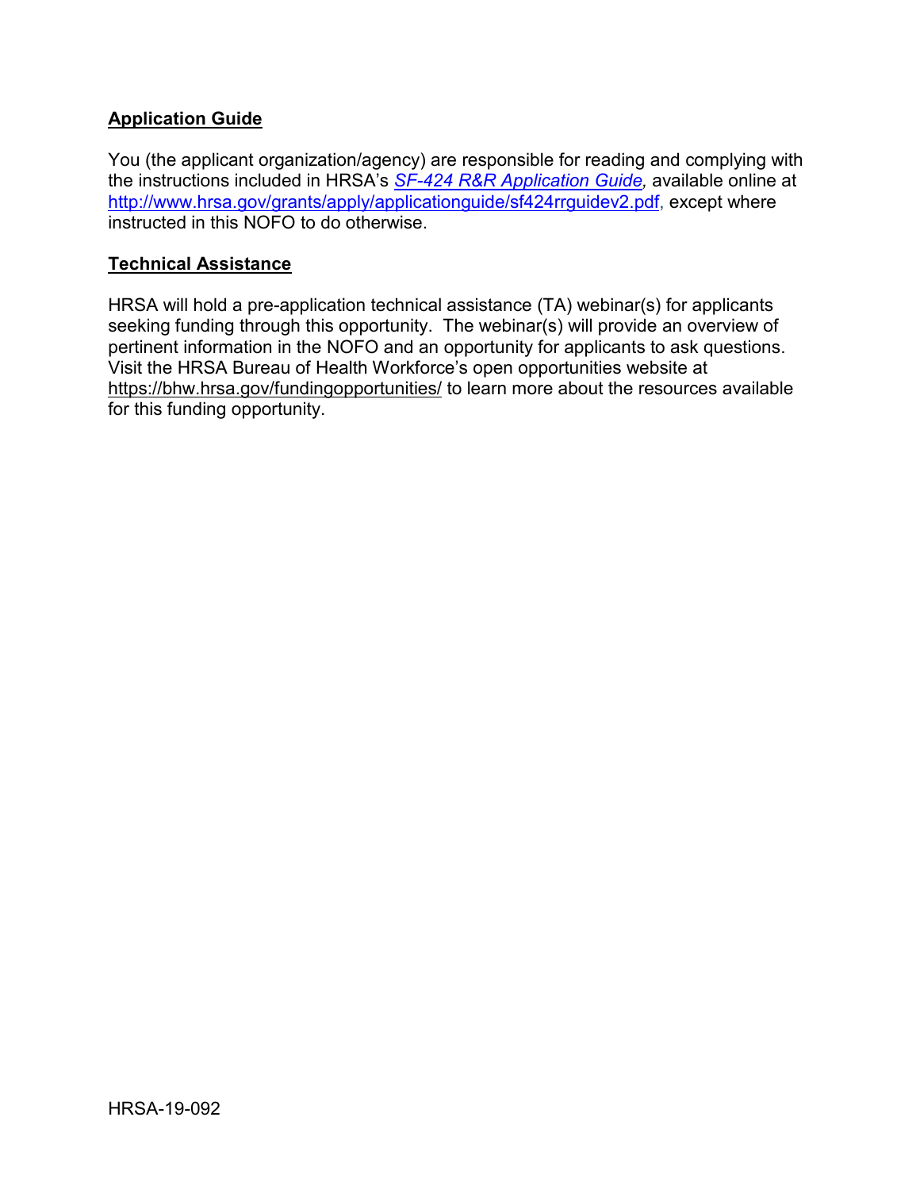**Application Guide**

You (the applicant organization/agency) are responsible for reading and complying with the instructions included in HRSA's *SF-424 R&R Application Guide,* available online at http://www.hrsa.gov/grants/apply/applicationguide/sf424rrguidev2.pdf, except where instructed in this NOFO to do otherwise.

**Technical Assistance**

HRSA will hold a pre-application technical assistance (TA) webinar(s) for applicants seeking funding through this opportunity. The webinar(s) will provide an overview of pertinent information in the NOFO and an opportunity for applicants to ask questions. Visit the HRSA Bureau of Health Workforce's open opportunities website at https://bhw.hrsa.gov/fundingopportunities/ to learn more about the resources available for this funding opportunity.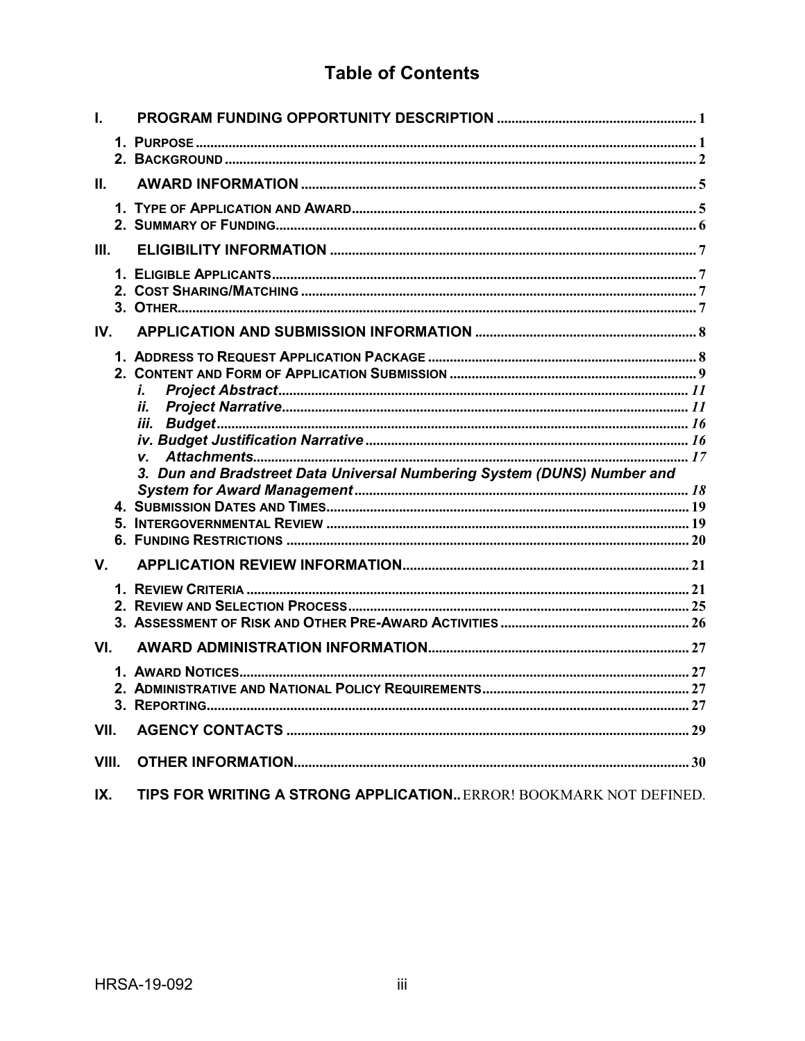# Table of Contents

**I. PROGRAM FUNDING OPPORTUNITY DESCRIPTION** ........ 1

- 1. PURPOSE ........ 1
- 2. BACKGROUND ........ 2

**II. AWARD INFORMATION** ........ 5

- 1. TYPE OF APPLICATION AND AWARD ........ 5
- 2. SUMMARY OF FUNDING ........ 6

**III. ELIGIBILITY INFORMATION** ........ 7

- 1. ELIGIBLE APPLICANTS ........ 7
- 2. COST SHARING/MATCHING ........ 7
- 3. OTHER ........ 7

**IV. APPLICATION AND SUBMISSION INFORMATION** ........ 8

- 1. ADDRESS TO REQUEST APPLICATION PACKAGE ........ 8
- 2. CONTENT AND FORM OF APPLICATION SUBMISSION ........ 9
  - *i. Project Abstract* ........ 11
  - *ii. Project Narrative* ........ 11
  - *iii. Budget* ........ 16
  - *iv. Budget Justification Narrative* ........ 16
  - *v. Attachments* ........ 17
  - *3. Dun and Bradstreet Data Universal Numbering System (DUNS) Number and System for Award Management* ........ 18
- 4. SUBMISSION DATES AND TIMES ........ 19
- 5. INTERGOVERNMENTAL REVIEW ........ 19
- 6. FUNDING RESTRICTIONS ........ 20

**V. APPLICATION REVIEW INFORMATION** ........ 21

- 1. REVIEW CRITERIA ........ 21
- 2. REVIEW AND SELECTION PROCESS ........ 25
- 3. ASSESSMENT OF RISK AND OTHER PRE-AWARD ACTIVITIES ........ 26

**VI. AWARD ADMINISTRATION INFORMATION** ........ 27

- 1. AWARD NOTICES ........ 27
- 2. ADMINISTRATIVE AND NATIONAL POLICY REQUIREMENTS ........ 27
- 3. REPORTING ........ 27

**VII. AGENCY CONTACTS** ........ 29

**VIII. OTHER INFORMATION** ........ 30

**IX. TIPS FOR WRITING A STRONG APPLICATION** .. ERROR! BOOKMARK NOT DEFINED.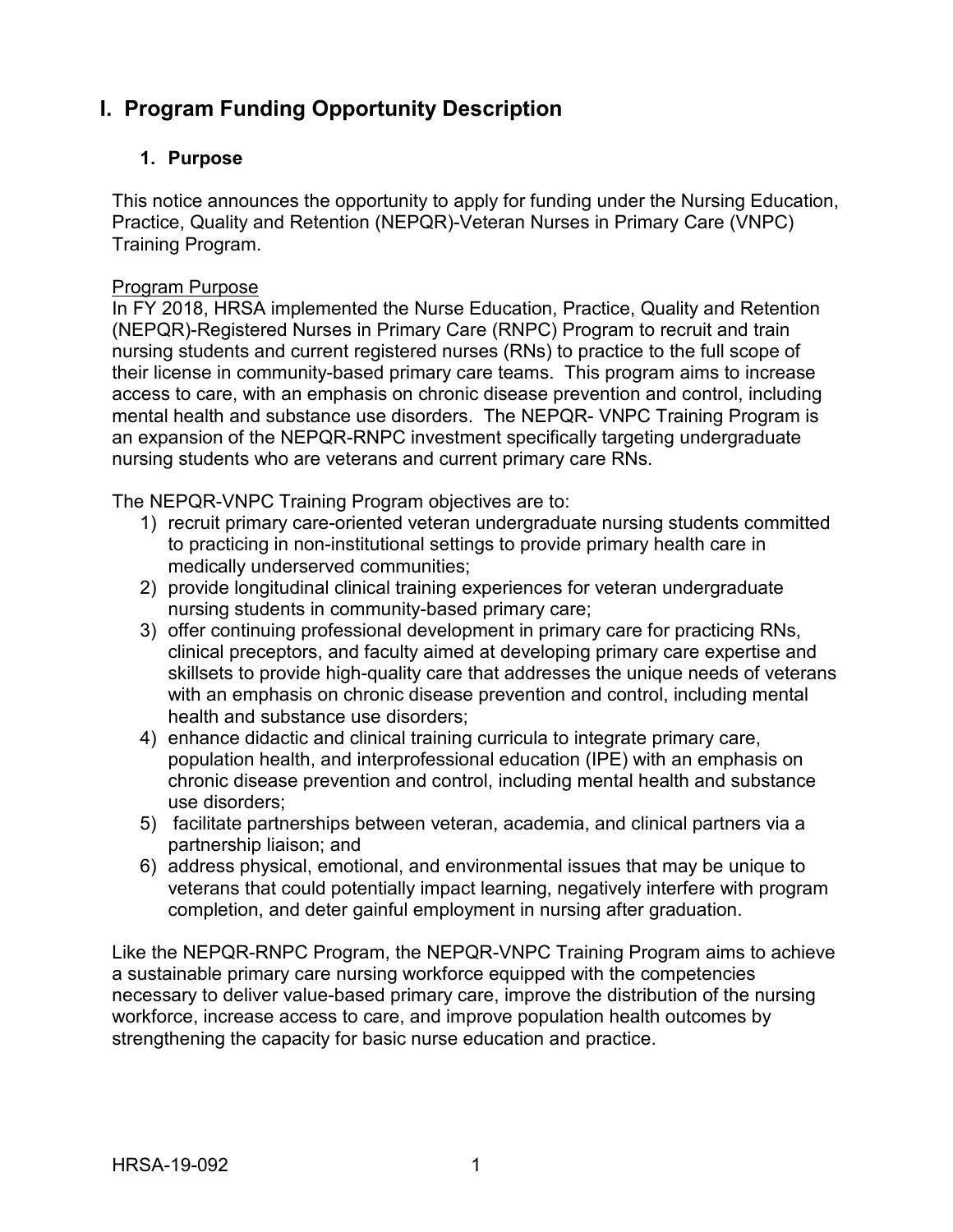# I. Program Funding Opportunity Description

## 1. Purpose

This notice announces the opportunity to apply for funding under the Nursing Education, Practice, Quality and Retention (NEPQR)-Veteran Nurses in Primary Care (VNPC) Training Program.

Program Purpose

In FY 2018, HRSA implemented the Nurse Education, Practice, Quality and Retention (NEPQR)-Registered Nurses in Primary Care (RNPC) Program to recruit and train nursing students and current registered nurses (RNs) to practice to the full scope of their license in community-based primary care teams. This program aims to increase access to care, with an emphasis on chronic disease prevention and control, including mental health and substance use disorders. The NEPQR- VNPC Training Program is an expansion of the NEPQR-RNPC investment specifically targeting undergraduate nursing students who are veterans and current primary care RNs.

The NEPQR-VNPC Training Program objectives are to:

1) recruit primary care-oriented veteran undergraduate nursing students committed to practicing in non-institutional settings to provide primary health care in medically underserved communities;
2) provide longitudinal clinical training experiences for veteran undergraduate nursing students in community-based primary care;
3) offer continuing professional development in primary care for practicing RNs, clinical preceptors, and faculty aimed at developing primary care expertise and skillsets to provide high-quality care that addresses the unique needs of veterans with an emphasis on chronic disease prevention and control, including mental health and substance use disorders;
4) enhance didactic and clinical training curricula to integrate primary care, population health, and interprofessional education (IPE) with an emphasis on chronic disease prevention and control, including mental health and substance use disorders;
5) facilitate partnerships between veteran, academia, and clinical partners via a partnership liaison; and
6) address physical, emotional, and environmental issues that may be unique to veterans that could potentially impact learning, negatively interfere with program completion, and deter gainful employment in nursing after graduation.

Like the NEPQR-RNPC Program, the NEPQR-VNPC Training Program aims to achieve a sustainable primary care nursing workforce equipped with the competencies necessary to deliver value-based primary care, improve the distribution of the nursing workforce, increase access to care, and improve population health outcomes by strengthening the capacity for basic nurse education and practice.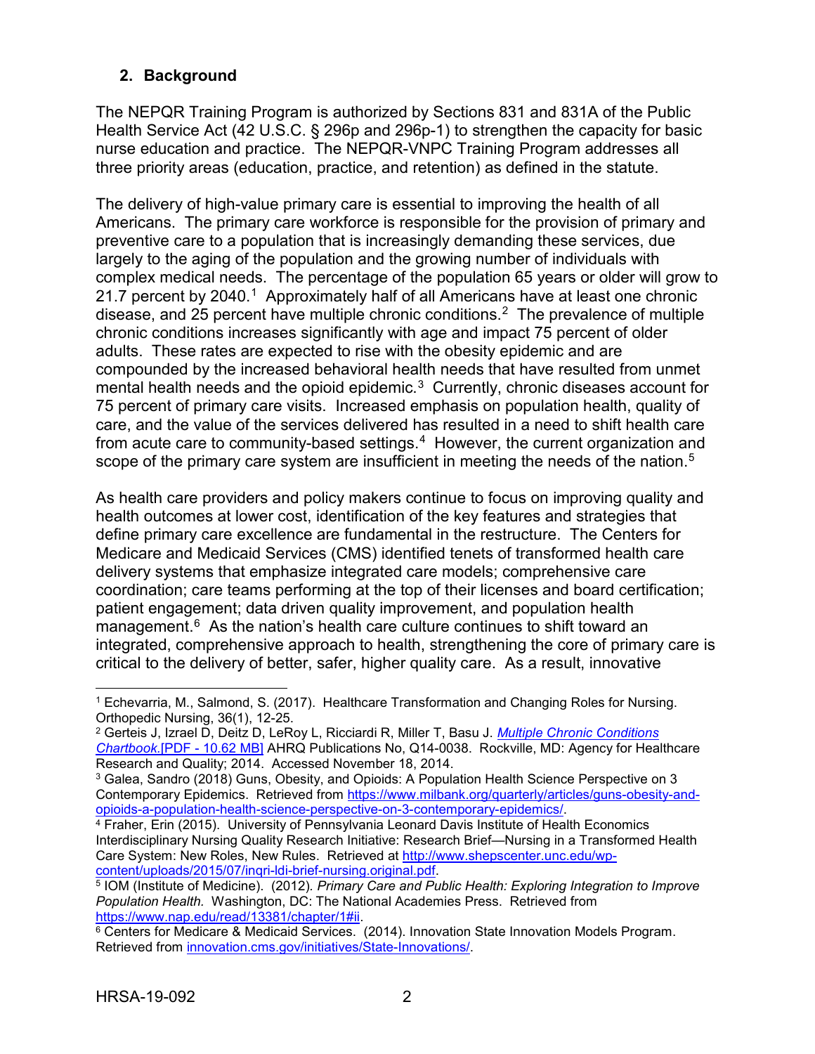## 2. Background

The NEPQR Training Program is authorized by Sections 831 and 831A of the Public Health Service Act (42 U.S.C. § 296p and 296p-1) to strengthen the capacity for basic nurse education and practice. The NEPQR-VNPC Training Program addresses all three priority areas (education, practice, and retention) as defined in the statute.

The delivery of high-value primary care is essential to improving the health of all Americans. The primary care workforce is responsible for the provision of primary and preventive care to a population that is increasingly demanding these services, due largely to the aging of the population and the growing number of individuals with complex medical needs. The percentage of the population 65 years or older will grow to 21.7 percent by 2040.[1] Approximately half of all Americans have at least one chronic disease, and 25 percent have multiple chronic conditions.[2] The prevalence of multiple chronic conditions increases significantly with age and impact 75 percent of older adults. These rates are expected to rise with the obesity epidemic and are compounded by the increased behavioral health needs that have resulted from unmet mental health needs and the opioid epidemic.[3] Currently, chronic diseases account for 75 percent of primary care visits. Increased emphasis on population health, quality of care, and the value of the services delivered has resulted in a need to shift health care from acute care to community-based settings.[4] However, the current organization and scope of the primary care system are insufficient in meeting the needs of the nation.[5]

As health care providers and policy makers continue to focus on improving quality and health outcomes at lower cost, identification of the key features and strategies that define primary care excellence are fundamental in the restructure. The Centers for Medicare and Medicaid Services (CMS) identified tenets of transformed health care delivery systems that emphasize integrated care models; comprehensive care coordination; care teams performing at the top of their licenses and board certification; patient engagement; data driven quality improvement, and population health management.[6] As the nation's health care culture continues to shift toward an integrated, comprehensive approach to health, strengthening the core of primary care is critical to the delivery of better, safer, higher quality care. As a result, innovative

---

[1] Echevarria, M., Salmond, S. (2017). Healthcare Transformation and Changing Roles for Nursing. Orthopedic Nursing, 36(1), 12-25.

[2] Gerteis J, Izrael D, Deitz D, LeRoy L, Ricciardi R, Miller T, Basu J. *Multiple Chronic Conditions Chartbook.*[PDF - 10.62 MB] AHRQ Publications No, Q14-0038. Rockville, MD: Agency for Healthcare Research and Quality; 2014. Accessed November 18, 2014.

[3] Galea, Sandro (2018) Guns, Obesity, and Opioids: A Population Health Science Perspective on 3 Contemporary Epidemics. Retrieved from https://www.milbank.org/quarterly/articles/guns-obesity-and-opioids-a-population-health-science-perspective-on-3-contemporary-epidemics/.

[4] Fraher, Erin (2015). University of Pennsylvania Leonard Davis Institute of Health Economics Interdisciplinary Nursing Quality Research Initiative: Research Brief—Nursing in a Transformed Health Care System: New Roles, New Rules. Retrieved at http://www.shepscenter.unc.edu/wp-content/uploads/2015/07/inqri-ldi-brief-nursing.original.pdf.

[5] IOM (Institute of Medicine). (2012). *Primary Care and Public Health: Exploring Integration to Improve Population Health.* Washington, DC: The National Academies Press. Retrieved from https://www.nap.edu/read/13381/chapter/1#ii.

[6] Centers for Medicare & Medicaid Services. (2014). Innovation State Innovation Models Program. Retrieved from innovation.cms.gov/initiatives/State-Innovations/.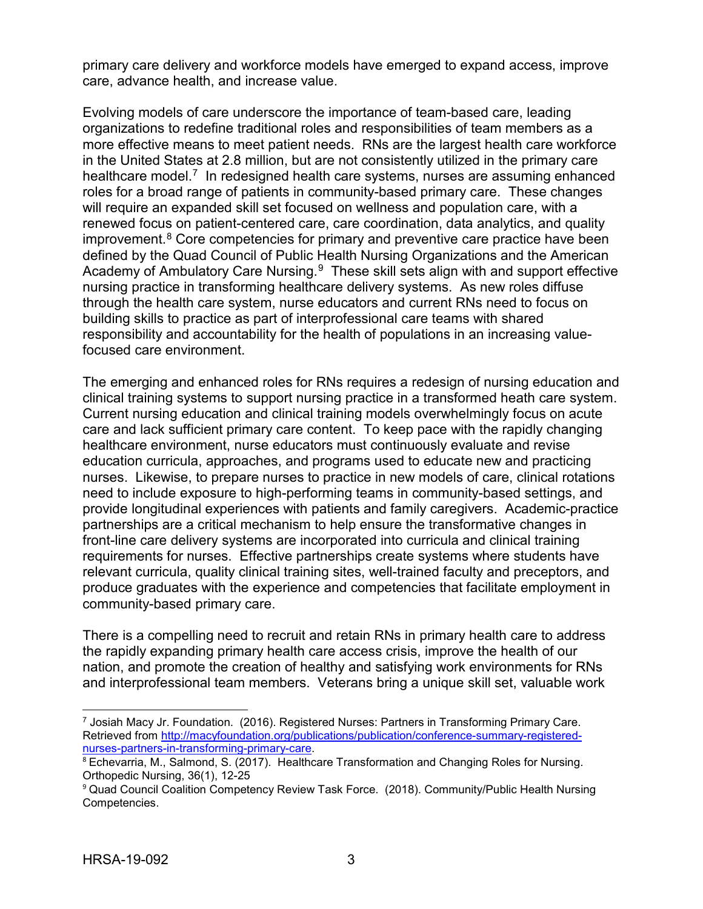primary care delivery and workforce models have emerged to expand access, improve care, advance health, and increase value.

Evolving models of care underscore the importance of team-based care, leading organizations to redefine traditional roles and responsibilities of team members as a more effective means to meet patient needs. RNs are the largest health care workforce in the United States at 2.8 million, but are not consistently utilized in the primary care healthcare model.[7] In redesigned health care systems, nurses are assuming enhanced roles for a broad range of patients in community-based primary care. These changes will require an expanded skill set focused on wellness and population care, with a renewed focus on patient-centered care, care coordination, data analytics, and quality improvement.[8] Core competencies for primary and preventive care practice have been defined by the Quad Council of Public Health Nursing Organizations and the American Academy of Ambulatory Care Nursing.[9] These skill sets align with and support effective nursing practice in transforming healthcare delivery systems. As new roles diffuse through the health care system, nurse educators and current RNs need to focus on building skills to practice as part of interprofessional care teams with shared responsibility and accountability for the health of populations in an increasing value-focused care environment.

The emerging and enhanced roles for RNs requires a redesign of nursing education and clinical training systems to support nursing practice in a transformed heath care system. Current nursing education and clinical training models overwhelmingly focus on acute care and lack sufficient primary care content. To keep pace with the rapidly changing healthcare environment, nurse educators must continuously evaluate and revise education curricula, approaches, and programs used to educate new and practicing nurses. Likewise, to prepare nurses to practice in new models of care, clinical rotations need to include exposure to high-performing teams in community-based settings, and provide longitudinal experiences with patients and family caregivers. Academic-practice partnerships are a critical mechanism to help ensure the transformative changes in front-line care delivery systems are incorporated into curricula and clinical training requirements for nurses. Effective partnerships create systems where students have relevant curricula, quality clinical training sites, well-trained faculty and preceptors, and produce graduates with the experience and competencies that facilitate employment in community-based primary care.

There is a compelling need to recruit and retain RNs in primary health care to address the rapidly expanding primary health care access crisis, improve the health of our nation, and promote the creation of healthy and satisfying work environments for RNs and interprofessional team members. Veterans bring a unique skill set, valuable work

---

[7] Josiah Macy Jr. Foundation. (2016). Registered Nurses: Partners in Transforming Primary Care. Retrieved from [http://macyfoundation.org/publications/publication/conference-summary-registered-nurses-partners-in-transforming-primary-care](http://macyfoundation.org/publications/publication/conference-summary-registered-nurses-partners-in-transforming-primary-care).

[8] Echevarria, M., Salmond, S. (2017). Healthcare Transformation and Changing Roles for Nursing. Orthopedic Nursing, 36(1), 12-25

[9] Quad Council Coalition Competency Review Task Force. (2018). Community/Public Health Nursing Competencies.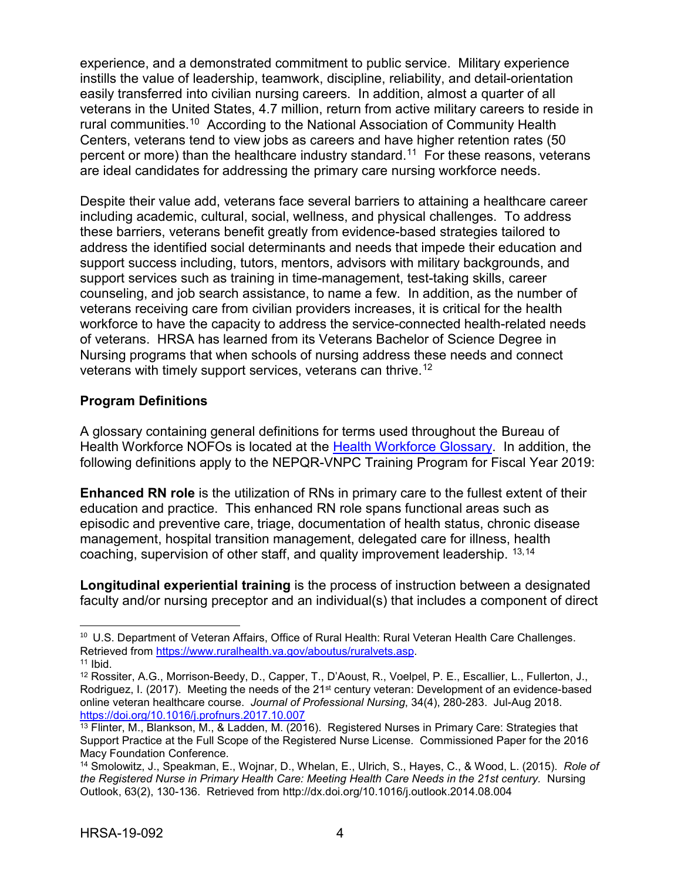experience, and a demonstrated commitment to public service. Military experience instills the value of leadership, teamwork, discipline, reliability, and detail-orientation easily transferred into civilian nursing careers. In addition, almost a quarter of all veterans in the United States, 4.7 million, return from active military careers to reside in rural communities.[10] According to the National Association of Community Health Centers, veterans tend to view jobs as careers and have higher retention rates (50 percent or more) than the healthcare industry standard.[11] For these reasons, veterans are ideal candidates for addressing the primary care nursing workforce needs.

Despite their value add, veterans face several barriers to attaining a healthcare career including academic, cultural, social, wellness, and physical challenges. To address these barriers, veterans benefit greatly from evidence-based strategies tailored to address the identified social determinants and needs that impede their education and support success including, tutors, mentors, advisors with military backgrounds, and support services such as training in time-management, test-taking skills, career counseling, and job search assistance, to name a few. In addition, as the number of veterans receiving care from civilian providers increases, it is critical for the health workforce to have the capacity to address the service-connected health-related needs of veterans. HRSA has learned from its Veterans Bachelor of Science Degree in Nursing programs that when schools of nursing address these needs and connect veterans with timely support services, veterans can thrive.[12]

**Program Definitions**

A glossary containing general definitions for terms used throughout the Bureau of Health Workforce NOFOs is located at the Health Workforce Glossary. In addition, the following definitions apply to the NEPQR-VNPC Training Program for Fiscal Year 2019:

**Enhanced RN role** is the utilization of RNs in primary care to the fullest extent of their education and practice. This enhanced RN role spans functional areas such as episodic and preventive care, triage, documentation of health status, chronic disease management, hospital transition management, delegated care for illness, health coaching, supervision of other staff, and quality improvement leadership. [13,14]

**Longitudinal experiential training** is the process of instruction between a designated faculty and/or nursing preceptor and an individual(s) that includes a component of direct

---

[10] U.S. Department of Veteran Affairs, Office of Rural Health: Rural Veteran Health Care Challenges. Retrieved from https://www.ruralhealth.va.gov/aboutus/ruralvets.asp.

[11] Ibid.

[12] Rossiter, A.G., Morrison-Beedy, D., Capper, T., D'Aoust, R., Voelpel, P. E., Escallier, L., Fullerton, J., Rodriguez, I. (2017). Meeting the needs of the 21st century veteran: Development of an evidence-based online veteran healthcare course. *Journal of Professional Nursing*, 34(4), 280-283. Jul-Aug 2018. https://doi.org/10.1016/j.profnurs.2017.10.007

[13] Flinter, M., Blankson, M., & Ladden, M. (2016). Registered Nurses in Primary Care: Strategies that Support Practice at the Full Scope of the Registered Nurse License. Commissioned Paper for the 2016 Macy Foundation Conference.

[14] Smolowitz, J., Speakman, E., Wojnar, D., Whelan, E., Ulrich, S., Hayes, C., & Wood, L. (2015). *Role of the Registered Nurse in Primary Health Care: Meeting Health Care Needs in the 21st century.* Nursing Outlook, 63(2), 130-136. Retrieved from http://dx.doi.org/10.1016/j.outlook.2014.08.004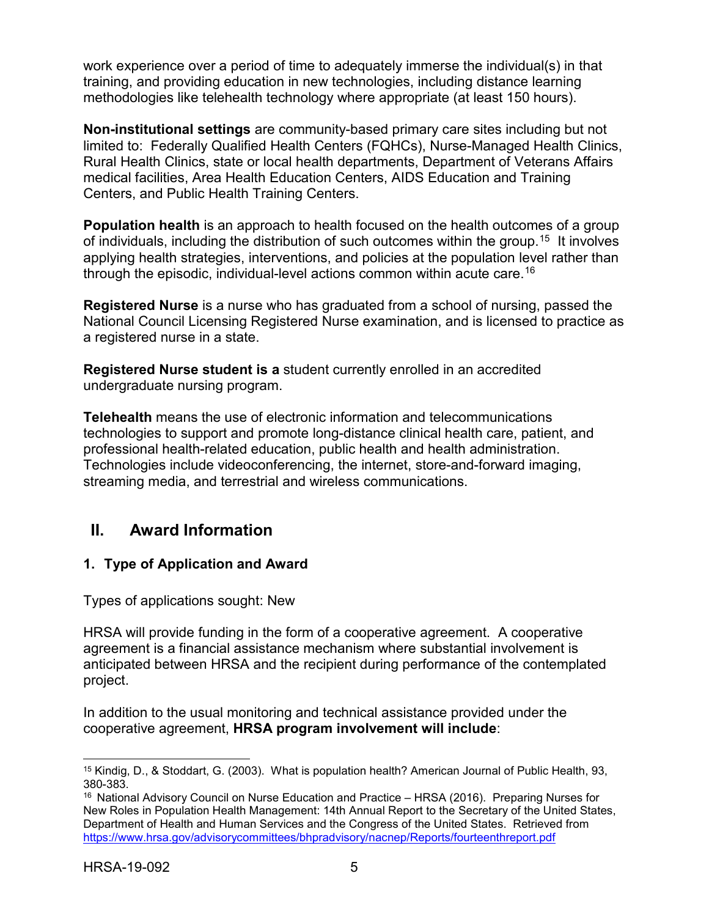work experience over a period of time to adequately immerse the individual(s) in that training, and providing education in new technologies, including distance learning methodologies like telehealth technology where appropriate (at least 150 hours).

**Non-institutional settings** are community-based primary care sites including but not limited to: Federally Qualified Health Centers (FQHCs), Nurse-Managed Health Clinics, Rural Health Clinics, state or local health departments, Department of Veterans Affairs medical facilities, Area Health Education Centers, AIDS Education and Training Centers, and Public Health Training Centers.

**Population health** is an approach to health focused on the health outcomes of a group of individuals, including the distribution of such outcomes within the group.[15] It involves applying health strategies, interventions, and policies at the population level rather than through the episodic, individual-level actions common within acute care.[16]

**Registered Nurse** is a nurse who has graduated from a school of nursing, passed the National Council Licensing Registered Nurse examination, and is licensed to practice as a registered nurse in a state.

**Registered Nurse student is a** student currently enrolled in an accredited undergraduate nursing program.

**Telehealth** means the use of electronic information and telecommunications technologies to support and promote long-distance clinical health care, patient, and professional health-related education, public health and health administration. Technologies include videoconferencing, the internet, store-and-forward imaging, streaming media, and terrestrial and wireless communications.

## II. Award Information

### 1. Type of Application and Award

Types of applications sought: New

HRSA will provide funding in the form of a cooperative agreement. A cooperative agreement is a financial assistance mechanism where substantial involvement is anticipated between HRSA and the recipient during performance of the contemplated project.

In addition to the usual monitoring and technical assistance provided under the cooperative agreement, **HRSA program involvement will include**:

---

[15] Kindig, D., & Stoddart, G. (2003). What is population health? American Journal of Public Health, 93, 380-383.

[16] National Advisory Council on Nurse Education and Practice – HRSA (2016). Preparing Nurses for New Roles in Population Health Management: 14th Annual Report to the Secretary of the United States, Department of Health and Human Services and the Congress of the United States. Retrieved from https://www.hrsa.gov/advisorycommittees/bhpradvisory/nacnep/Reports/fourteenthreport.pdf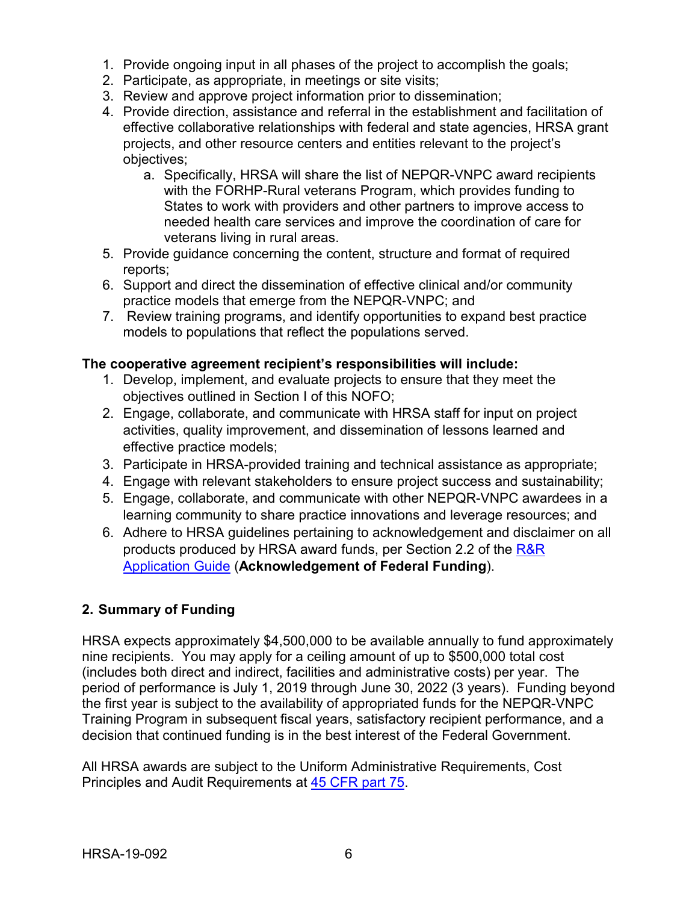1. Provide ongoing input in all phases of the project to accomplish the goals;
2. Participate, as appropriate, in meetings or site visits;
3. Review and approve project information prior to dissemination;
4. Provide direction, assistance and referral in the establishment and facilitation of effective collaborative relationships with federal and state agencies, HRSA grant projects, and other resource centers and entities relevant to the project's objectives;
    a. Specifically, HRSA will share the list of NEPQR-VNPC award recipients with the FORHP-Rural veterans Program, which provides funding to States to work with providers and other partners to improve access to needed health care services and improve the coordination of care for veterans living in rural areas.
5. Provide guidance concerning the content, structure and format of required reports;
6. Support and direct the dissemination of effective clinical and/or community practice models that emerge from the NEPQR-VNPC; and
7. Review training programs, and identify opportunities to expand best practice models to populations that reflect the populations served.

**The cooperative agreement recipient's responsibilities will include:**

1. Develop, implement, and evaluate projects to ensure that they meet the objectives outlined in Section I of this NOFO;
2. Engage, collaborate, and communicate with HRSA staff for input on project activities, quality improvement, and dissemination of lessons learned and effective practice models;
3. Participate in HRSA-provided training and technical assistance as appropriate;
4. Engage with relevant stakeholders to ensure project success and sustainability;
5. Engage, collaborate, and communicate with other NEPQR-VNPC awardees in a learning community to share practice innovations and leverage resources; and
6. Adhere to HRSA guidelines pertaining to acknowledgement and disclaimer on all products produced by HRSA award funds, per Section 2.2 of the R&R Application Guide (**Acknowledgement of Federal Funding**).

## 2. Summary of Funding

HRSA expects approximately $4,500,000 to be available annually to fund approximately nine recipients. You may apply for a ceiling amount of up to $500,000 total cost (includes both direct and indirect, facilities and administrative costs) per year. The period of performance is July 1, 2019 through June 30, 2022 (3 years). Funding beyond the first year is subject to the availability of appropriated funds for the NEPQR-VNPC Training Program in subsequent fiscal years, satisfactory recipient performance, and a decision that continued funding is in the best interest of the Federal Government.

All HRSA awards are subject to the Uniform Administrative Requirements, Cost Principles and Audit Requirements at 45 CFR part 75.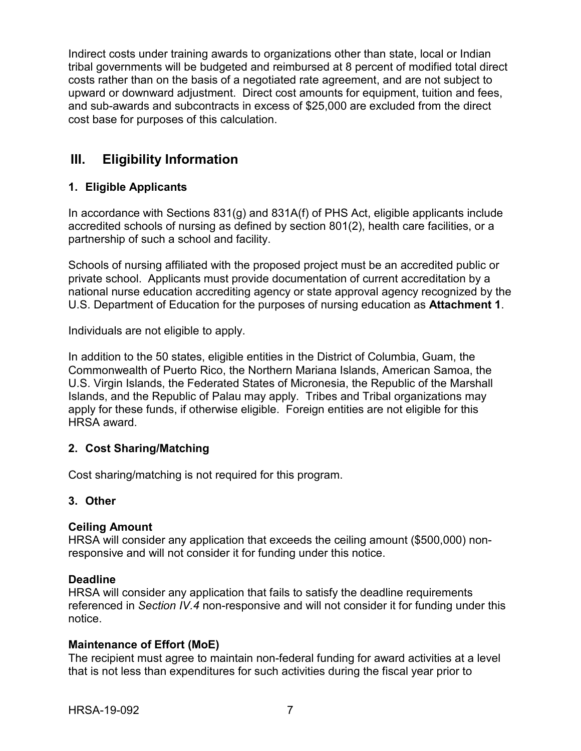Indirect costs under training awards to organizations other than state, local or Indian tribal governments will be budgeted and reimbursed at 8 percent of modified total direct costs rather than on the basis of a negotiated rate agreement, and are not subject to upward or downward adjustment. Direct cost amounts for equipment, tuition and fees, and sub-awards and subcontracts in excess of $25,000 are excluded from the direct cost base for purposes of this calculation.

## III. Eligibility Information

### 1. Eligible Applicants

In accordance with Sections 831(g) and 831A(f) of PHS Act, eligible applicants include accredited schools of nursing as defined by section 801(2), health care facilities, or a partnership of such a school and facility.

Schools of nursing affiliated with the proposed project must be an accredited public or private school. Applicants must provide documentation of current accreditation by a national nurse education accrediting agency or state approval agency recognized by the U.S. Department of Education for the purposes of nursing education as **Attachment 1**.

Individuals are not eligible to apply.

In addition to the 50 states, eligible entities in the District of Columbia, Guam, the Commonwealth of Puerto Rico, the Northern Mariana Islands, American Samoa, the U.S. Virgin Islands, the Federated States of Micronesia, the Republic of the Marshall Islands, and the Republic of Palau may apply. Tribes and Tribal organizations may apply for these funds, if otherwise eligible. Foreign entities are not eligible for this HRSA award.

### 2. Cost Sharing/Matching

Cost sharing/matching is not required for this program.

### 3. Other

**Ceiling Amount**
HRSA will consider any application that exceeds the ceiling amount ($500,000) non-responsive and will not consider it for funding under this notice.

**Deadline**
HRSA will consider any application that fails to satisfy the deadline requirements referenced in *Section IV.4* non-responsive and will not consider it for funding under this notice.

**Maintenance of Effort (MoE)**
The recipient must agree to maintain non-federal funding for award activities at a level that is not less than expenditures for such activities during the fiscal year prior to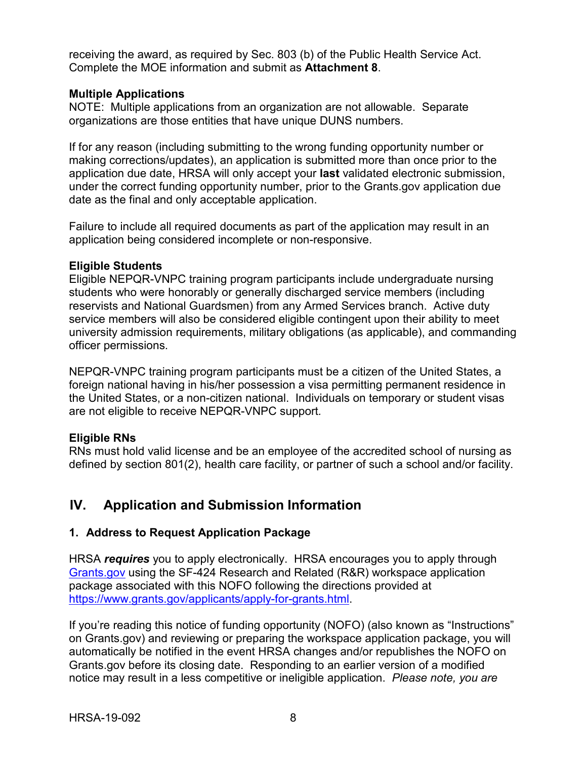receiving the award, as required by Sec. 803 (b) of the Public Health Service Act. Complete the MOE information and submit as **Attachment 8**.

**Multiple Applications**
NOTE: Multiple applications from an organization are not allowable. Separate organizations are those entities that have unique DUNS numbers.

If for any reason (including submitting to the wrong funding opportunity number or making corrections/updates), an application is submitted more than once prior to the application due date, HRSA will only accept your **last** validated electronic submission, under the correct funding opportunity number, prior to the Grants.gov application due date as the final and only acceptable application.

Failure to include all required documents as part of the application may result in an application being considered incomplete or non-responsive.

**Eligible Students**
Eligible NEPQR-VNPC training program participants include undergraduate nursing students who were honorably or generally discharged service members (including reservists and National Guardsmen) from any Armed Services branch. Active duty service members will also be considered eligible contingent upon their ability to meet university admission requirements, military obligations (as applicable), and commanding officer permissions.

NEPQR-VNPC training program participants must be a citizen of the United States, a foreign national having in his/her possession a visa permitting permanent residence in the United States, or a non-citizen national. Individuals on temporary or student visas are not eligible to receive NEPQR-VNPC support.

**Eligible RNs**
RNs must hold valid license and be an employee of the accredited school of nursing as defined by section 801(2), health care facility, or partner of such a school and/or facility.

## IV. Application and Submission Information

### 1. Address to Request Application Package

HRSA ***requires*** you to apply electronically. HRSA encourages you to apply through [Grants.gov](https://www.grants.gov) using the SF-424 Research and Related (R&R) workspace application package associated with this NOFO following the directions provided at [https://www.grants.gov/applicants/apply-for-grants.html](https://www.grants.gov/applicants/apply-for-grants.html).

If you're reading this notice of funding opportunity (NOFO) (also known as "Instructions" on Grants.gov) and reviewing or preparing the workspace application package, you will automatically be notified in the event HRSA changes and/or republishes the NOFO on Grants.gov before its closing date. Responding to an earlier version of a modified notice may result in a less competitive or ineligible application. *Please note, you are*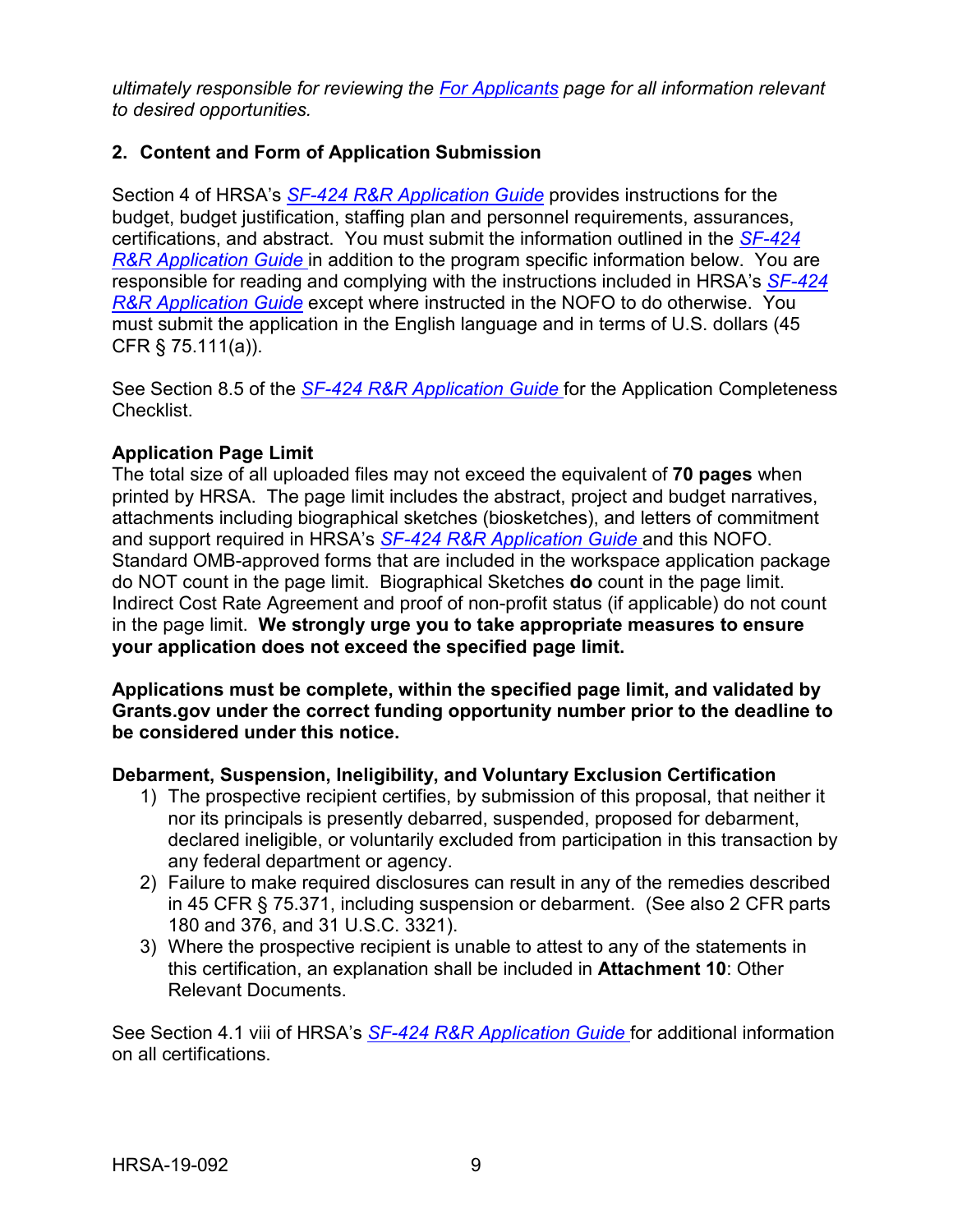*ultimately responsible for reviewing the [For Applicants] page for all information relevant to desired opportunities.*

## 2. Content and Form of Application Submission

Section 4 of HRSA's *SF-424 R&R Application Guide* provides instructions for the budget, budget justification, staffing plan and personnel requirements, assurances, certifications, and abstract. You must submit the information outlined in the *SF-424 R&R Application Guide* in addition to the program specific information below. You are responsible for reading and complying with the instructions included in HRSA's *SF-424 R&R Application Guide* except where instructed in the NOFO to do otherwise. You must submit the application in the English language and in terms of U.S. dollars (45 CFR § 75.111(a)).

See Section 8.5 of the *SF-424 R&R Application Guide* for the Application Completeness Checklist.

**Application Page Limit**

The total size of all uploaded files may not exceed the equivalent of **70 pages** when printed by HRSA. The page limit includes the abstract, project and budget narratives, attachments including biographical sketches (biosketches), and letters of commitment and support required in HRSA's *SF-424 R&R Application Guide* and this NOFO. Standard OMB-approved forms that are included in the workspace application package do NOT count in the page limit. Biographical Sketches **do** count in the page limit. Indirect Cost Rate Agreement and proof of non-profit status (if applicable) do not count in the page limit. **We strongly urge you to take appropriate measures to ensure your application does not exceed the specified page limit.**

**Applications must be complete, within the specified page limit, and validated by Grants.gov under the correct funding opportunity number prior to the deadline to be considered under this notice.**

**Debarment, Suspension, Ineligibility, and Voluntary Exclusion Certification**

1) The prospective recipient certifies, by submission of this proposal, that neither it nor its principals is presently debarred, suspended, proposed for debarment, declared ineligible, or voluntarily excluded from participation in this transaction by any federal department or agency.
2) Failure to make required disclosures can result in any of the remedies described in 45 CFR § 75.371, including suspension or debarment. (See also 2 CFR parts 180 and 376, and 31 U.S.C. 3321).
3) Where the prospective recipient is unable to attest to any of the statements in this certification, an explanation shall be included in **Attachment 10**: Other Relevant Documents.

See Section 4.1 viii of HRSA's *SF-424 R&R Application Guide* for additional information on all certifications.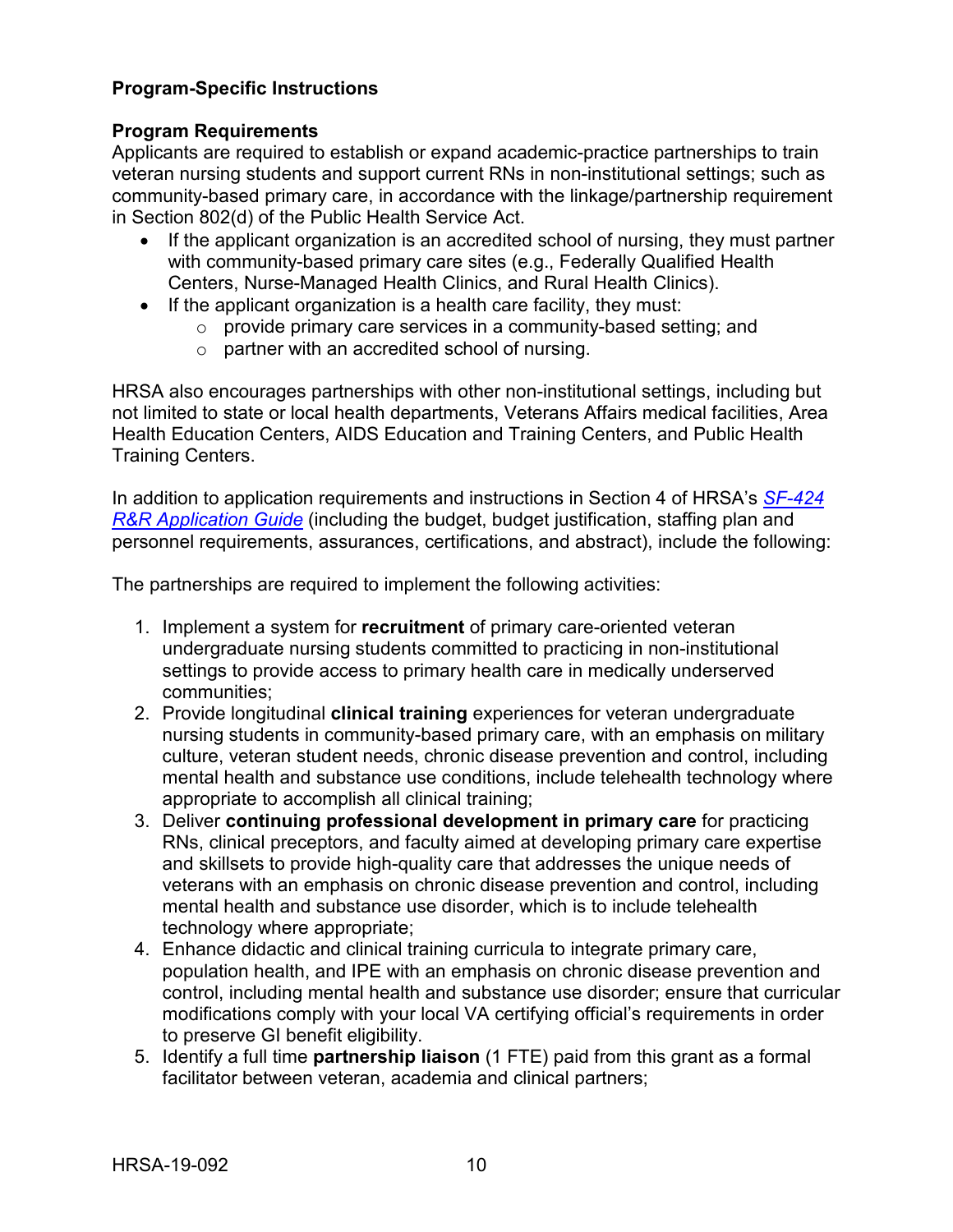**Program-Specific Instructions**

**Program Requirements**

Applicants are required to establish or expand academic-practice partnerships to train veteran nursing students and support current RNs in non-institutional settings; such as community-based primary care, in accordance with the linkage/partnership requirement in Section 802(d) of the Public Health Service Act.

- If the applicant organization is an accredited school of nursing, they must partner with community-based primary care sites (e.g., Federally Qualified Health Centers, Nurse-Managed Health Clinics, and Rural Health Clinics).
- If the applicant organization is a health care facility, they must:
    - provide primary care services in a community-based setting; and
    - partner with an accredited school of nursing.

HRSA also encourages partnerships with other non-institutional settings, including but not limited to state or local health departments, Veterans Affairs medical facilities, Area Health Education Centers, AIDS Education and Training Centers, and Public Health Training Centers.

In addition to application requirements and instructions in Section 4 of HRSA's *SF-424 R&R Application Guide* (including the budget, budget justification, staffing plan and personnel requirements, assurances, certifications, and abstract), include the following:

The partnerships are required to implement the following activities:

1. Implement a system for **recruitment** of primary care-oriented veteran undergraduate nursing students committed to practicing in non-institutional settings to provide access to primary health care in medically underserved communities;
2. Provide longitudinal **clinical training** experiences for veteran undergraduate nursing students in community-based primary care, with an emphasis on military culture, veteran student needs, chronic disease prevention and control, including mental health and substance use conditions, include telehealth technology where appropriate to accomplish all clinical training;
3. Deliver **continuing professional development in primary care** for practicing RNs, clinical preceptors, and faculty aimed at developing primary care expertise and skillsets to provide high-quality care that addresses the unique needs of veterans with an emphasis on chronic disease prevention and control, including mental health and substance use disorder, which is to include telehealth technology where appropriate;
4. Enhance didactic and clinical training curricula to integrate primary care, population health, and IPE with an emphasis on chronic disease prevention and control, including mental health and substance use disorder; ensure that curricular modifications comply with your local VA certifying official's requirements in order to preserve GI benefit eligibility.
5. Identify a full time **partnership liaison** (1 FTE) paid from this grant as a formal facilitator between veteran, academia and clinical partners;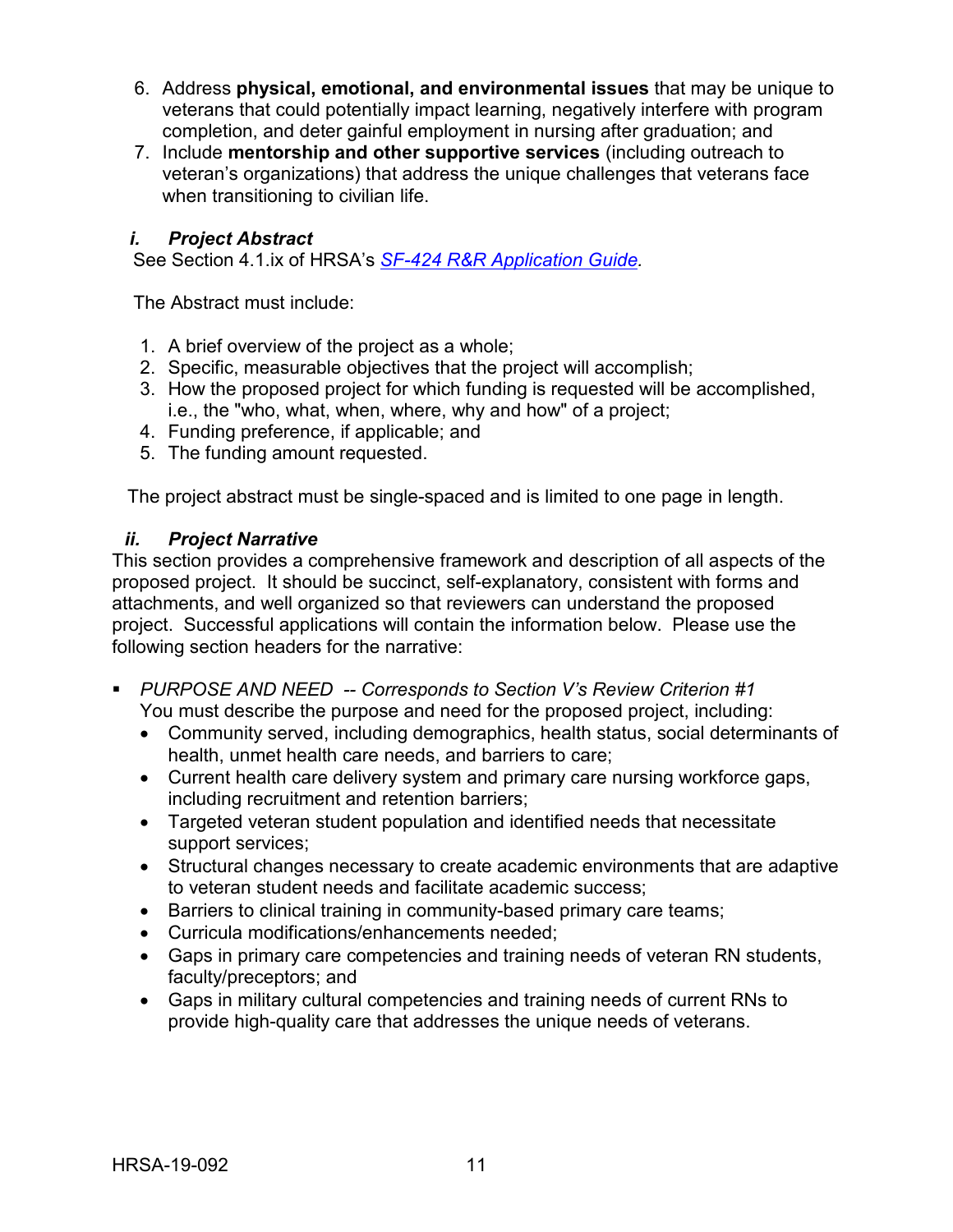6. Address **physical, emotional, and environmental issues** that may be unique to veterans that could potentially impact learning, negatively interfere with program completion, and deter gainful employment in nursing after graduation; and
7. Include **mentorship and other supportive services** (including outreach to veteran's organizations) that address the unique challenges that veterans face when transitioning to civilian life.

### *i. Project Abstract*

See Section 4.1.ix of HRSA's *SF-424 R&R Application Guide*.

The Abstract must include:

1. A brief overview of the project as a whole;
2. Specific, measurable objectives that the project will accomplish;
3. How the proposed project for which funding is requested will be accomplished, i.e., the "who, what, when, where, why and how" of a project;
4. Funding preference, if applicable; and
5. The funding amount requested.

The project abstract must be single-spaced and is limited to one page in length.

### *ii. Project Narrative*

This section provides a comprehensive framework and description of all aspects of the proposed project. It should be succinct, self-explanatory, consistent with forms and attachments, and well organized so that reviewers can understand the proposed project. Successful applications will contain the information below. Please use the following section headers for the narrative:

- *PURPOSE AND NEED -- Corresponds to Section V's Review Criterion #1*
  You must describe the purpose and need for the proposed project, including:
  - Community served, including demographics, health status, social determinants of health, unmet health care needs, and barriers to care;
  - Current health care delivery system and primary care nursing workforce gaps, including recruitment and retention barriers;
  - Targeted veteran student population and identified needs that necessitate support services;
  - Structural changes necessary to create academic environments that are adaptive to veteran student needs and facilitate academic success;
  - Barriers to clinical training in community-based primary care teams;
  - Curricula modifications/enhancements needed;
  - Gaps in primary care competencies and training needs of veteran RN students, faculty/preceptors; and
  - Gaps in military cultural competencies and training needs of current RNs to provide high-quality care that addresses the unique needs of veterans.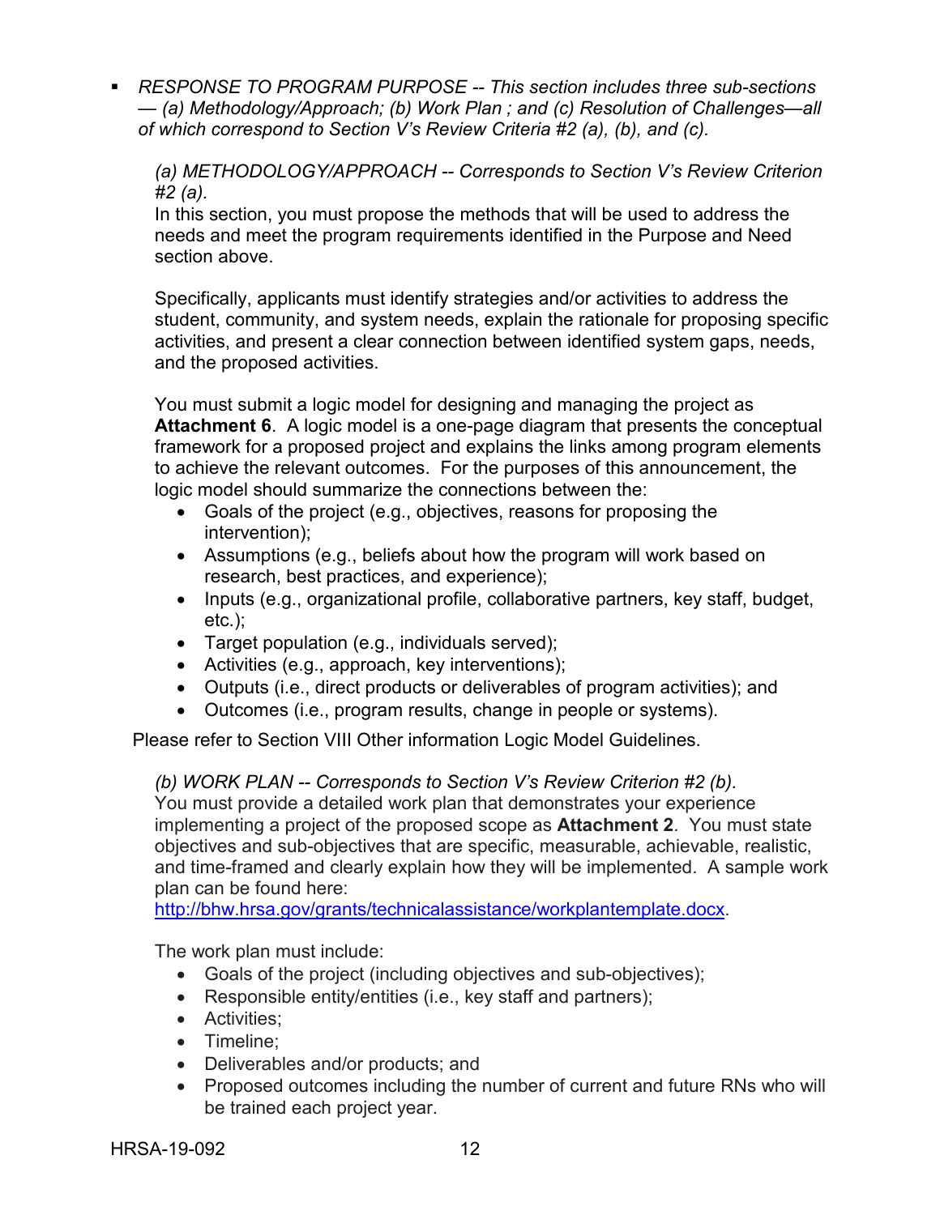- *RESPONSE TO PROGRAM PURPOSE -- This section includes three sub-sections — (a) Methodology/Approach; (b) Work Plan ; and (c) Resolution of Challenges—all of which correspond to Section V's Review Criteria #2 (a), (b), and (c).*

  *(a) METHODOLOGY/APPROACH -- Corresponds to Section V's Review Criterion #2 (a).*
  In this section, you must propose the methods that will be used to address the needs and meet the program requirements identified in the Purpose and Need section above.

  Specifically, applicants must identify strategies and/or activities to address the student, community, and system needs, explain the rationale for proposing specific activities, and present a clear connection between identified system gaps, needs, and the proposed activities.

  You must submit a logic model for designing and managing the project as **Attachment 6**. A logic model is a one-page diagram that presents the conceptual framework for a proposed project and explains the links among program elements to achieve the relevant outcomes. For the purposes of this announcement, the logic model should summarize the connections between the:

  - Goals of the project (e.g., objectives, reasons for proposing the intervention);
  - Assumptions (e.g., beliefs about how the program will work based on research, best practices, and experience);
  - Inputs (e.g., organizational profile, collaborative partners, key staff, budget, etc.);
  - Target population (e.g., individuals served);
  - Activities (e.g., approach, key interventions);
  - Outputs (i.e., direct products or deliverables of program activities); and
  - Outcomes (i.e., program results, change in people or systems).

Please refer to Section VIII Other information Logic Model Guidelines.

  *(b) WORK PLAN -- Corresponds to Section V's Review Criterion #2 (b).*
  You must provide a detailed work plan that demonstrates your experience implementing a project of the proposed scope as **Attachment 2**. You must state objectives and sub-objectives that are specific, measurable, achievable, realistic, and time-framed and clearly explain how they will be implemented. A sample work plan can be found here: [http://bhw.hrsa.gov/grants/technicalassistance/workplantemplate.docx](http://bhw.hrsa.gov/grants/technicalassistance/workplantemplate.docx).

  The work plan must include:

  - Goals of the project (including objectives and sub-objectives);
  - Responsible entity/entities (i.e., key staff and partners);
  - Activities;
  - Timeline;
  - Deliverables and/or products; and
  - Proposed outcomes including the number of current and future RNs who will be trained each project year.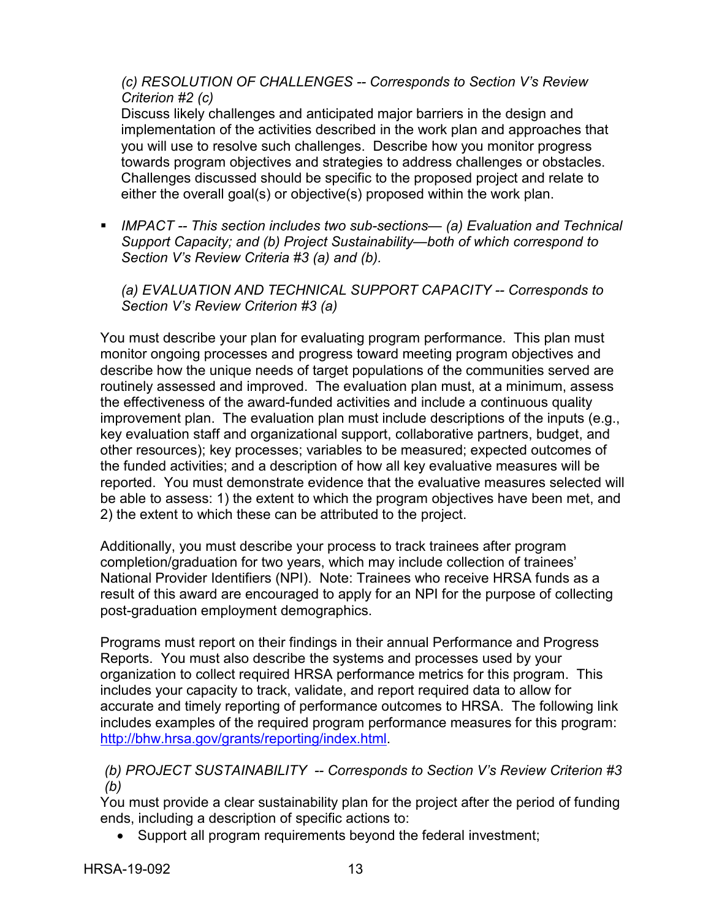*(c) RESOLUTION OF CHALLENGES -- Corresponds to Section V's Review Criterion #2 (c)*

Discuss likely challenges and anticipated major barriers in the design and implementation of the activities described in the work plan and approaches that you will use to resolve such challenges. Describe how you monitor progress towards program objectives and strategies to address challenges or obstacles. Challenges discussed should be specific to the proposed project and relate to either the overall goal(s) or objective(s) proposed within the work plan.

- *IMPACT -- This section includes two sub-sections— (a) Evaluation and Technical Support Capacity; and (b) Project Sustainability—both of which correspond to Section V's Review Criteria #3 (a) and (b).*

  *(a) EVALUATION AND TECHNICAL SUPPORT CAPACITY -- Corresponds to Section V's Review Criterion #3 (a)*

You must describe your plan for evaluating program performance. This plan must monitor ongoing processes and progress toward meeting program objectives and describe how the unique needs of target populations of the communities served are routinely assessed and improved. The evaluation plan must, at a minimum, assess the effectiveness of the award-funded activities and include a continuous quality improvement plan. The evaluation plan must include descriptions of the inputs (e.g., key evaluation staff and organizational support, collaborative partners, budget, and other resources); key processes; variables to be measured; expected outcomes of the funded activities; and a description of how all key evaluative measures will be reported. You must demonstrate evidence that the evaluative measures selected will be able to assess: 1) the extent to which the program objectives have been met, and 2) the extent to which these can be attributed to the project.

Additionally, you must describe your process to track trainees after program completion/graduation for two years, which may include collection of trainees' National Provider Identifiers (NPI). Note: Trainees who receive HRSA funds as a result of this award are encouraged to apply for an NPI for the purpose of collecting post-graduation employment demographics.

Programs must report on their findings in their annual Performance and Progress Reports. You must also describe the systems and processes used by your organization to collect required HRSA performance metrics for this program. This includes your capacity to track, validate, and report required data to allow for accurate and timely reporting of performance outcomes to HRSA. The following link includes examples of the required program performance measures for this program: [http://bhw.hrsa.gov/grants/reporting/index.html](http://bhw.hrsa.gov/grants/reporting/index.html).

*(b) PROJECT SUSTAINABILITY -- Corresponds to Section V's Review Criterion #3 (b)*

You must provide a clear sustainability plan for the project after the period of funding ends, including a description of specific actions to:

- Support all program requirements beyond the federal investment;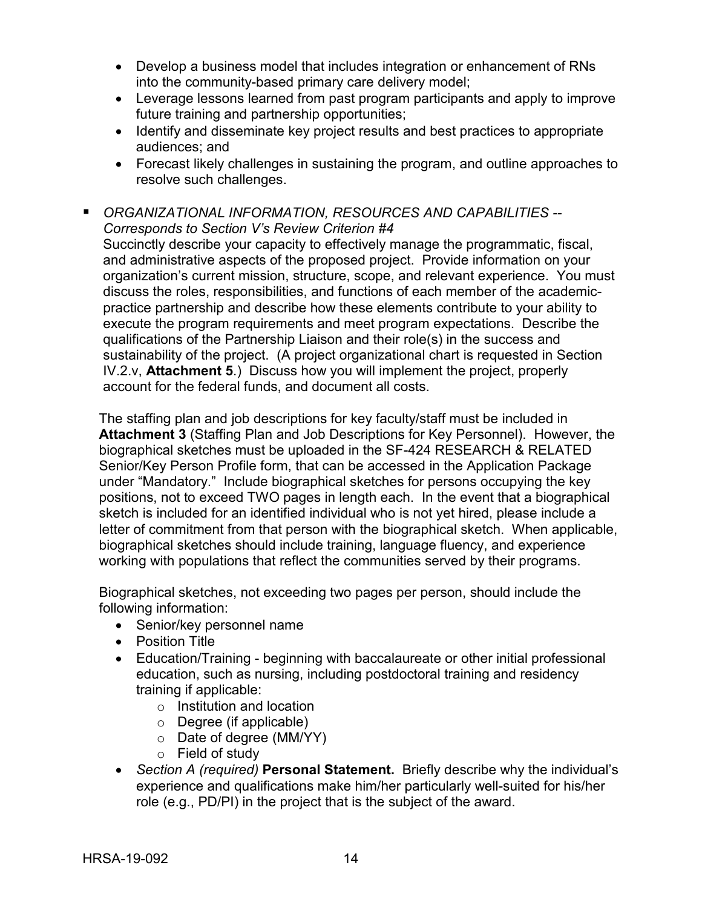- Develop a business model that includes integration or enhancement of RNs into the community-based primary care delivery model;
- Leverage lessons learned from past program participants and apply to improve future training and partnership opportunities;
- Identify and disseminate key project results and best practices to appropriate audiences; and
- Forecast likely challenges in sustaining the program, and outline approaches to resolve such challenges.

- *ORGANIZATIONAL INFORMATION, RESOURCES AND CAPABILITIES -- Corresponds to Section V's Review Criterion #4*
  Succinctly describe your capacity to effectively manage the programmatic, fiscal, and administrative aspects of the proposed project. Provide information on your organization's current mission, structure, scope, and relevant experience. You must discuss the roles, responsibilities, and functions of each member of the academic-practice partnership and describe how these elements contribute to your ability to execute the program requirements and meet program expectations. Describe the qualifications of the Partnership Liaison and their role(s) in the success and sustainability of the project. (A project organizational chart is requested in Section IV.2.v, **Attachment 5**.) Discuss how you will implement the project, properly account for the federal funds, and document all costs.

  The staffing plan and job descriptions for key faculty/staff must be included in **Attachment 3** (Staffing Plan and Job Descriptions for Key Personnel). However, the biographical sketches must be uploaded in the SF-424 RESEARCH & RELATED Senior/Key Person Profile form, that can be accessed in the Application Package under "Mandatory." Include biographical sketches for persons occupying the key positions, not to exceed TWO pages in length each. In the event that a biographical sketch is included for an identified individual who is not yet hired, please include a letter of commitment from that person with the biographical sketch. When applicable, biographical sketches should include training, language fluency, and experience working with populations that reflect the communities served by their programs.

  Biographical sketches, not exceeding two pages per person, should include the following information:
  - Senior/key personnel name
  - Position Title
  - Education/Training - beginning with baccalaureate or other initial professional education, such as nursing, including postdoctoral training and residency training if applicable:
    - Institution and location
    - Degree (if applicable)
    - Date of degree (MM/YY)
    - Field of study
  - *Section A (required)* **Personal Statement.** Briefly describe why the individual's experience and qualifications make him/her particularly well-suited for his/her role (e.g., PD/PI) in the project that is the subject of the award.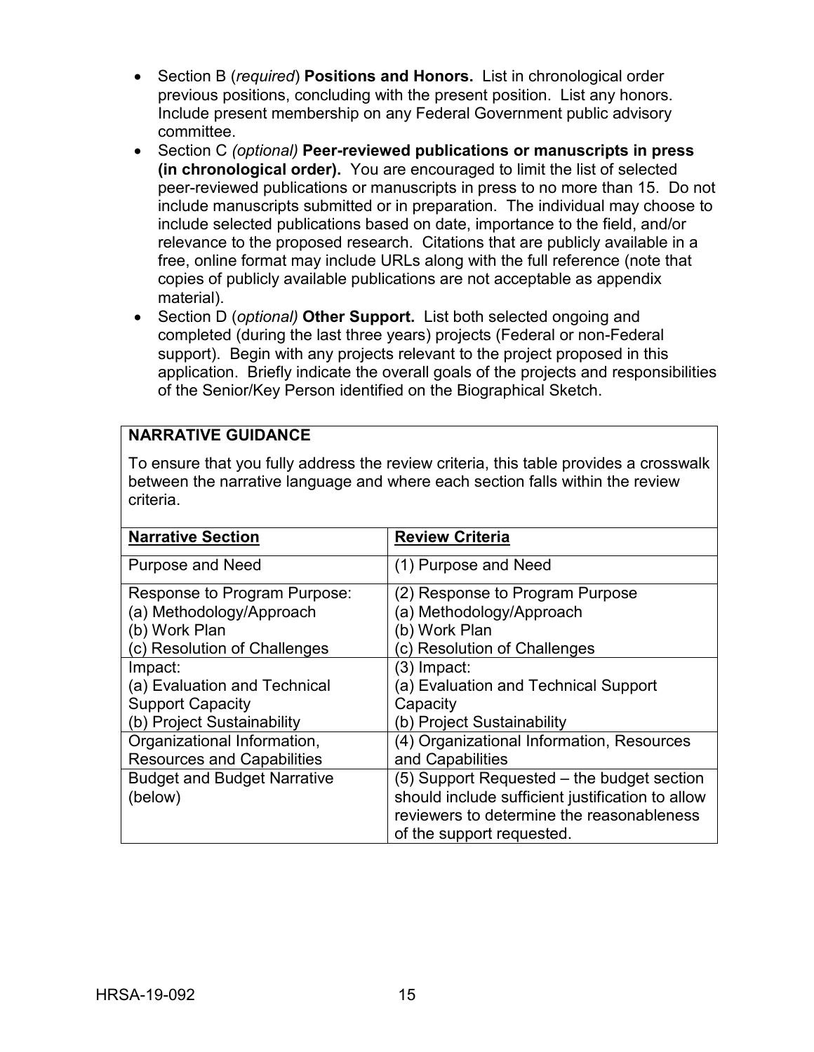- Section B (*required*) **Positions and Honors.** List in chronological order previous positions, concluding with the present position. List any honors. Include present membership on any Federal Government public advisory committee.
- Section C *(optional)* **Peer-reviewed publications or manuscripts in press (in chronological order).** You are encouraged to limit the list of selected peer-reviewed publications or manuscripts in press to no more than 15. Do not include manuscripts submitted or in preparation. The individual may choose to include selected publications based on date, importance to the field, and/or relevance to the proposed research. Citations that are publicly available in a free, online format may include URLs along with the full reference (note that copies of publicly available publications are not acceptable as appendix material).
- Section D (*optional)* **Other Support.** List both selected ongoing and completed (during the last three years) projects (Federal or non-Federal support). Begin with any projects relevant to the project proposed in this application. Briefly indicate the overall goals of the projects and responsibilities of the Senior/Key Person identified on the Biographical Sketch.

**NARRATIVE GUIDANCE**

To ensure that you fully address the review criteria, this table provides a crosswalk between the narrative language and where each section falls within the review criteria.

| Narrative Section | Review Criteria |
|---|---|
| Purpose and Need | (1) Purpose and Need |
| Response to Program Purpose:<br>(a) Methodology/Approach<br>(b) Work Plan<br>(c) Resolution of Challenges | (2) Response to Program Purpose<br>(a) Methodology/Approach<br>(b) Work Plan<br>(c) Resolution of Challenges |
| Impact:<br>(a) Evaluation and Technical Support Capacity<br>(b) Project Sustainability | (3) Impact:<br>(a) Evaluation and Technical Support Capacity<br>(b) Project Sustainability |
| Organizational Information, Resources and Capabilities | (4) Organizational Information, Resources and Capabilities |
| Budget and Budget Narrative (below) | (5) Support Requested – the budget section should include sufficient justification to allow reviewers to determine the reasonableness of the support requested. |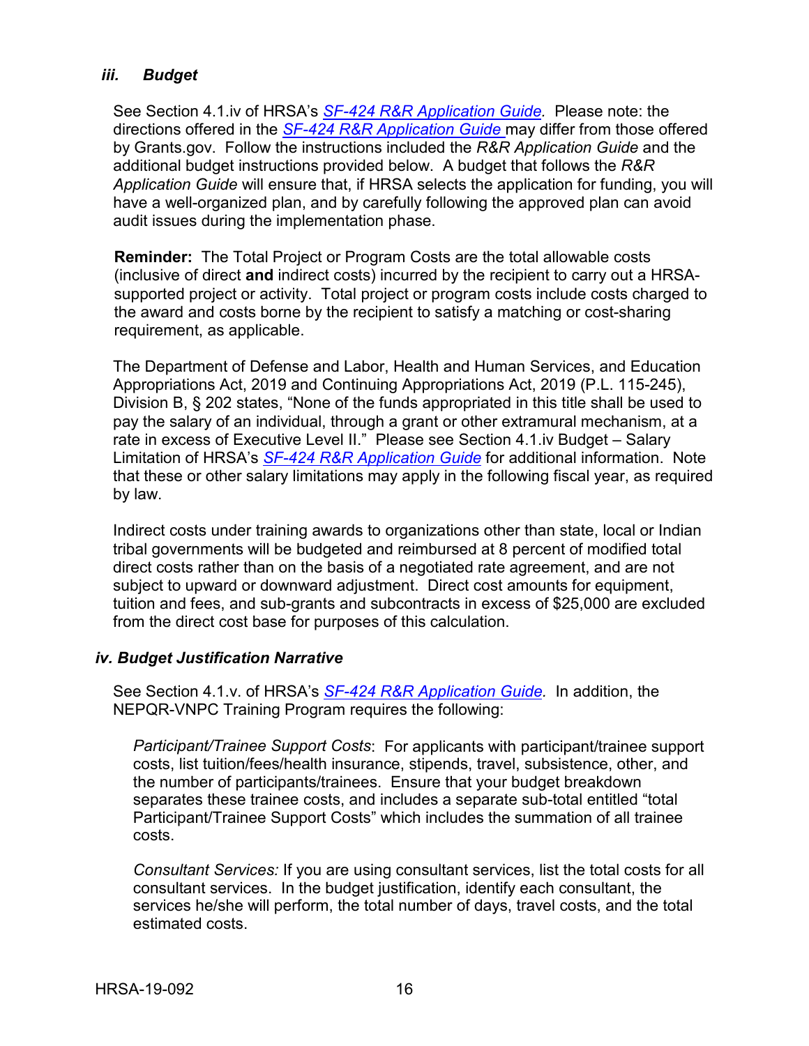### *iii. Budget*

See Section 4.1.iv of HRSA's *SF-424 R&R Application Guide*. Please note: the directions offered in the *SF-424 R&R Application Guide* may differ from those offered by Grants.gov. Follow the instructions included the *R&R Application Guide* and the additional budget instructions provided below. A budget that follows the *R&R Application Guide* will ensure that, if HRSA selects the application for funding, you will have a well-organized plan, and by carefully following the approved plan can avoid audit issues during the implementation phase.

**Reminder:** The Total Project or Program Costs are the total allowable costs (inclusive of direct **and** indirect costs) incurred by the recipient to carry out a HRSA-supported project or activity. Total project or program costs include costs charged to the award and costs borne by the recipient to satisfy a matching or cost-sharing requirement, as applicable.

The Department of Defense and Labor, Health and Human Services, and Education Appropriations Act, 2019 and Continuing Appropriations Act, 2019 (P.L. 115-245), Division B, § 202 states, "None of the funds appropriated in this title shall be used to pay the salary of an individual, through a grant or other extramural mechanism, at a rate in excess of Executive Level II." Please see Section 4.1.iv Budget – Salary Limitation of HRSA's *SF-424 R&R Application Guide* for additional information. Note that these or other salary limitations may apply in the following fiscal year, as required by law.

Indirect costs under training awards to organizations other than state, local or Indian tribal governments will be budgeted and reimbursed at 8 percent of modified total direct costs rather than on the basis of a negotiated rate agreement, and are not subject to upward or downward adjustment. Direct cost amounts for equipment, tuition and fees, and sub-grants and subcontracts in excess of $25,000 are excluded from the direct cost base for purposes of this calculation.

### *iv. Budget Justification Narrative*

See Section 4.1.v. of HRSA's *SF-424 R&R Application Guide.* In addition, the NEPQR-VNPC Training Program requires the following:

*Participant/Trainee Support Costs*: For applicants with participant/trainee support costs, list tuition/fees/health insurance, stipends, travel, subsistence, other, and the number of participants/trainees. Ensure that your budget breakdown separates these trainee costs, and includes a separate sub-total entitled "total Participant/Trainee Support Costs" which includes the summation of all trainee costs.

*Consultant Services:* If you are using consultant services, list the total costs for all consultant services. In the budget justification, identify each consultant, the services he/she will perform, the total number of days, travel costs, and the total estimated costs.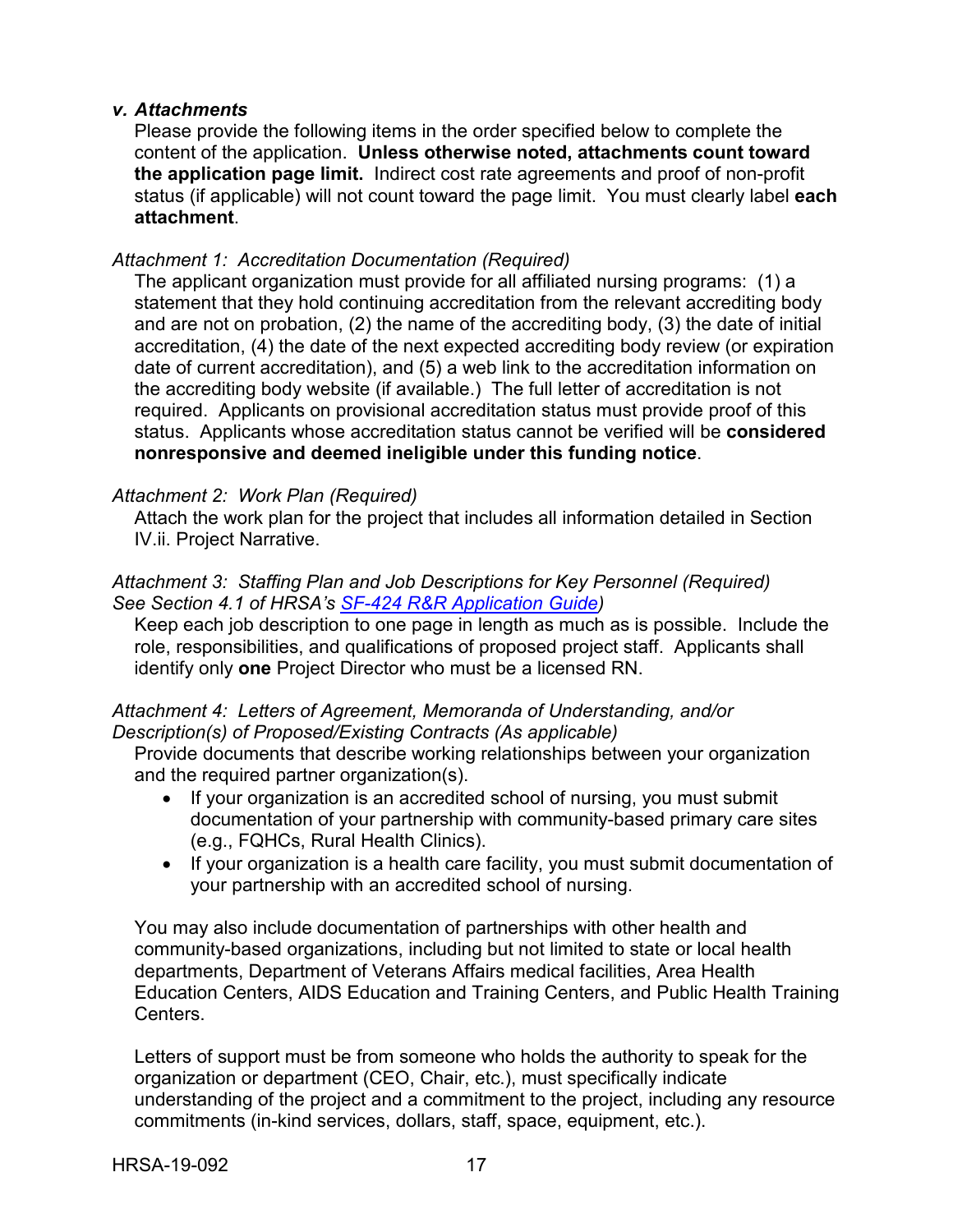### *v. Attachments*

Please provide the following items in the order specified below to complete the content of the application. **Unless otherwise noted, attachments count toward the application page limit.** Indirect cost rate agreements and proof of non-profit status (if applicable) will not count toward the page limit. You must clearly label **each attachment**.

*Attachment 1: Accreditation Documentation (Required)*

The applicant organization must provide for all affiliated nursing programs: (1) a statement that they hold continuing accreditation from the relevant accrediting body and are not on probation, (2) the name of the accrediting body, (3) the date of initial accreditation, (4) the date of the next expected accrediting body review (or expiration date of current accreditation), and (5) a web link to the accreditation information on the accrediting body website (if available.) The full letter of accreditation is not required. Applicants on provisional accreditation status must provide proof of this status. Applicants whose accreditation status cannot be verified will be **considered nonresponsive and deemed ineligible under this funding notice**.

*Attachment 2: Work Plan (Required)*

Attach the work plan for the project that includes all information detailed in Section IV.ii. Project Narrative.

*Attachment 3: Staffing Plan and Job Descriptions for Key Personnel (Required) See Section 4.1 of HRSA's [SF-424 R&R Application Guide](#))*

Keep each job description to one page in length as much as is possible. Include the role, responsibilities, and qualifications of proposed project staff. Applicants shall identify only **one** Project Director who must be a licensed RN.

*Attachment 4: Letters of Agreement, Memoranda of Understanding, and/or Description(s) of Proposed/Existing Contracts (As applicable)*

Provide documents that describe working relationships between your organization and the required partner organization(s).

- If your organization is an accredited school of nursing, you must submit documentation of your partnership with community-based primary care sites (e.g., FQHCs, Rural Health Clinics).
- If your organization is a health care facility, you must submit documentation of your partnership with an accredited school of nursing.

You may also include documentation of partnerships with other health and community-based organizations, including but not limited to state or local health departments, Department of Veterans Affairs medical facilities, Area Health Education Centers, AIDS Education and Training Centers, and Public Health Training Centers.

Letters of support must be from someone who holds the authority to speak for the organization or department (CEO, Chair, etc.), must specifically indicate understanding of the project and a commitment to the project, including any resource commitments (in-kind services, dollars, staff, space, equipment, etc.).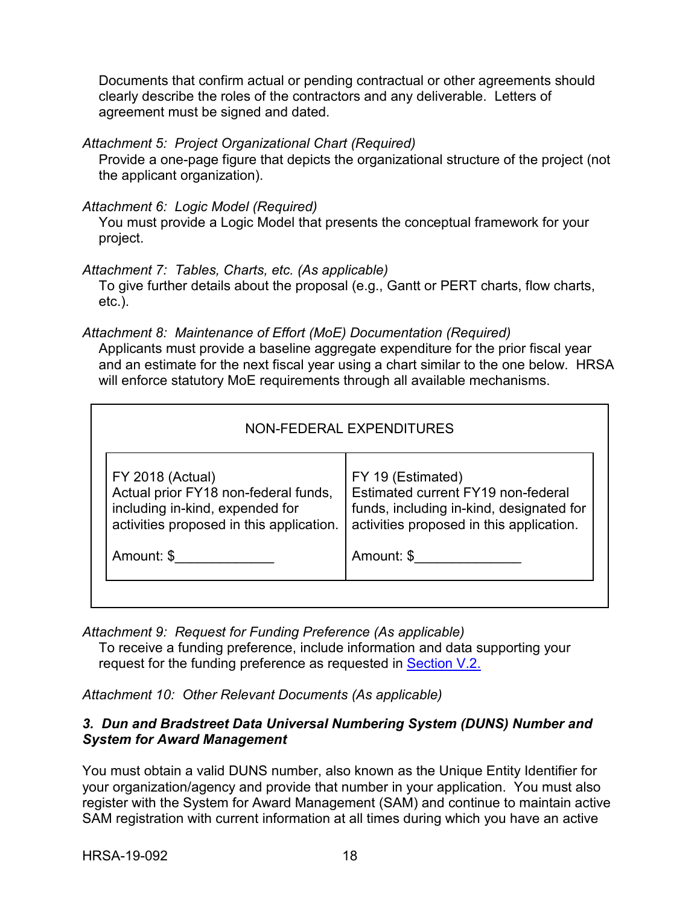Documents that confirm actual or pending contractual or other agreements should clearly describe the roles of the contractors and any deliverable. Letters of agreement must be signed and dated.

*Attachment 5: Project Organizational Chart (Required)*

Provide a one-page figure that depicts the organizational structure of the project (not the applicant organization).

*Attachment 6: Logic Model (Required)*

You must provide a Logic Model that presents the conceptual framework for your project.

*Attachment 7: Tables, Charts, etc. (As applicable)*

To give further details about the proposal (e.g., Gantt or PERT charts, flow charts, etc.).

*Attachment 8: Maintenance of Effort (MoE) Documentation (Required)*

Applicants must provide a baseline aggregate expenditure for the prior fiscal year and an estimate for the next fiscal year using a chart similar to the one below. HRSA will enforce statutory MoE requirements through all available mechanisms.

| NON-FEDERAL EXPENDITURES | |
|---|---|
| FY 2018 (Actual)<br>Actual prior FY18 non-federal funds, including in-kind, expended for activities proposed in this application.<br><br>Amount: $_____________ | FY 19 (Estimated)<br>Estimated current FY19 non-federal funds, including in-kind, designated for activities proposed in this application.<br><br>Amount: $______________ |

*Attachment 9: Request for Funding Preference (As applicable)*

To receive a funding preference, include information and data supporting your request for the funding preference as requested in Section V.2.

*Attachment 10: Other Relevant Documents (As applicable)*

### *3. Dun and Bradstreet Data Universal Numbering System (DUNS) Number and System for Award Management*

You must obtain a valid DUNS number, also known as the Unique Entity Identifier for your organization/agency and provide that number in your application. You must also register with the System for Award Management (SAM) and continue to maintain active SAM registration with current information at all times during which you have an active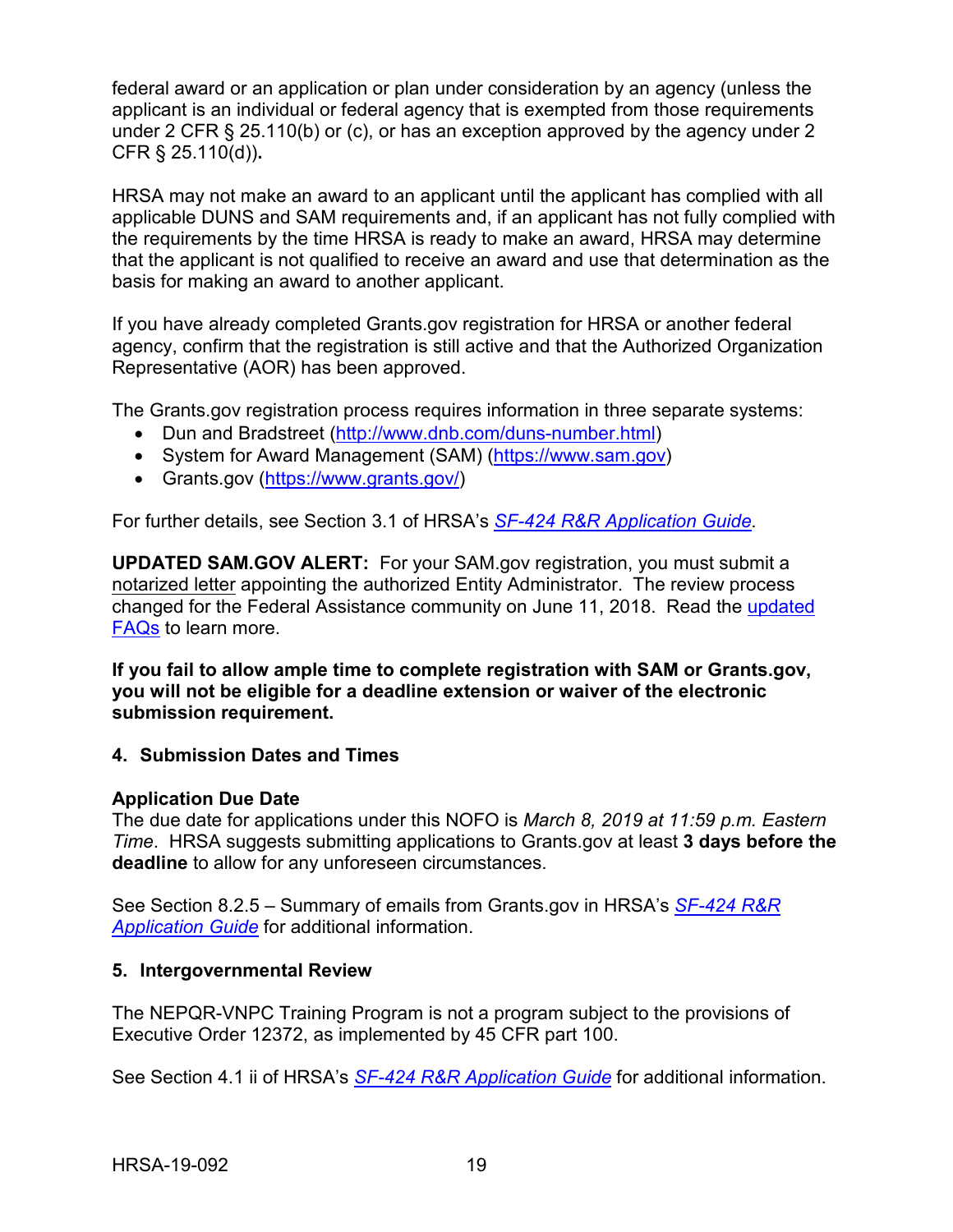federal award or an application or plan under consideration by an agency (unless the applicant is an individual or federal agency that is exempted from those requirements under 2 CFR § 25.110(b) or (c), or has an exception approved by the agency under 2 CFR § 25.110(d))**.**

HRSA may not make an award to an applicant until the applicant has complied with all applicable DUNS and SAM requirements and, if an applicant has not fully complied with the requirements by the time HRSA is ready to make an award, HRSA may determine that the applicant is not qualified to receive an award and use that determination as the basis for making an award to another applicant.

If you have already completed Grants.gov registration for HRSA or another federal agency, confirm that the registration is still active and that the Authorized Organization Representative (AOR) has been approved.

The Grants.gov registration process requires information in three separate systems:

- Dun and Bradstreet (http://www.dnb.com/duns-number.html)
- System for Award Management (SAM) (https://www.sam.gov)
- Grants.gov (https://www.grants.gov/)

For further details, see Section 3.1 of HRSA's *SF-424 R&R Application Guide.*

**UPDATED SAM.GOV ALERT:** For your SAM.gov registration, you must submit a notarized letter appointing the authorized Entity Administrator. The review process changed for the Federal Assistance community on June 11, 2018. Read the updated FAQs to learn more.

**If you fail to allow ample time to complete registration with SAM or Grants.gov, you will not be eligible for a deadline extension or waiver of the electronic submission requirement.**

### 4. Submission Dates and Times

**Application Due Date**

The due date for applications under this NOFO is *March 8, 2019 at 11:59 p.m. Eastern Time*. HRSA suggests submitting applications to Grants.gov at least **3 days before the deadline** to allow for any unforeseen circumstances.

See Section 8.2.5 – Summary of emails from Grants.gov in HRSA's *SF-424 R&R Application Guide* for additional information.

### 5. Intergovernmental Review

The NEPQR-VNPC Training Program is not a program subject to the provisions of Executive Order 12372, as implemented by 45 CFR part 100.

See Section 4.1 ii of HRSA's *SF-424 R&R Application Guide* for additional information.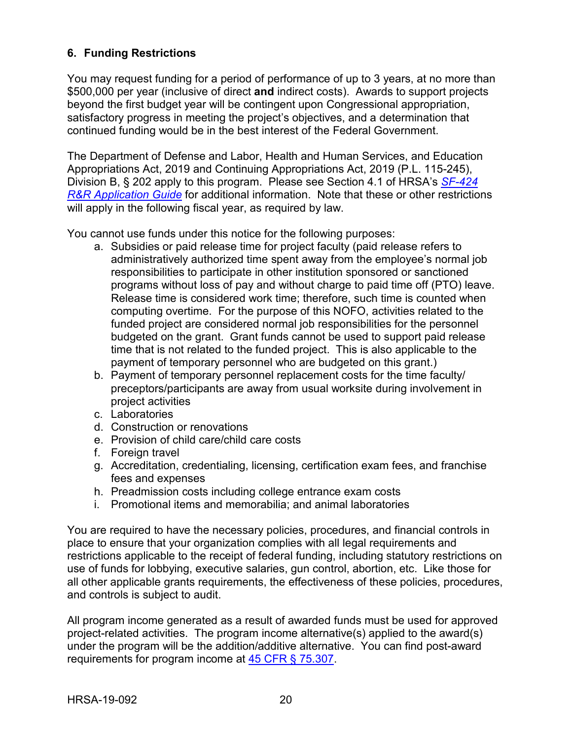### 6. Funding Restrictions

You may request funding for a period of performance of up to 3 years, at no more than $500,000 per year (inclusive of direct **and** indirect costs). Awards to support projects beyond the first budget year will be contingent upon Congressional appropriation, satisfactory progress in meeting the project's objectives, and a determination that continued funding would be in the best interest of the Federal Government.

The Department of Defense and Labor, Health and Human Services, and Education Appropriations Act, 2019 and Continuing Appropriations Act, 2019 (P.L. 115-245), Division B, § 202 apply to this program. Please see Section 4.1 of HRSA's *SF-424 R&R Application Guide* for additional information. Note that these or other restrictions will apply in the following fiscal year, as required by law.

You cannot use funds under this notice for the following purposes:

a. Subsidies or paid release time for project faculty (paid release refers to administratively authorized time spent away from the employee's normal job responsibilities to participate in other institution sponsored or sanctioned programs without loss of pay and without charge to paid time off (PTO) leave. Release time is considered work time; therefore, such time is counted when computing overtime. For the purpose of this NOFO, activities related to the funded project are considered normal job responsibilities for the personnel budgeted on the grant. Grant funds cannot be used to support paid release time that is not related to the funded project. This is also applicable to the payment of temporary personnel who are budgeted on this grant.)
b. Payment of temporary personnel replacement costs for the time faculty/ preceptors/participants are away from usual worksite during involvement in project activities
c. Laboratories
d. Construction or renovations
e. Provision of child care/child care costs
f. Foreign travel
g. Accreditation, credentialing, licensing, certification exam fees, and franchise fees and expenses
h. Preadmission costs including college entrance exam costs
i. Promotional items and memorabilia; and animal laboratories

You are required to have the necessary policies, procedures, and financial controls in place to ensure that your organization complies with all legal requirements and restrictions applicable to the receipt of federal funding, including statutory restrictions on use of funds for lobbying, executive salaries, gun control, abortion, etc. Like those for all other applicable grants requirements, the effectiveness of these policies, procedures, and controls is subject to audit.

All program income generated as a result of awarded funds must be used for approved project-related activities. The program income alternative(s) applied to the award(s) under the program will be the addition/additive alternative. You can find post-award requirements for program income at 45 CFR § 75.307.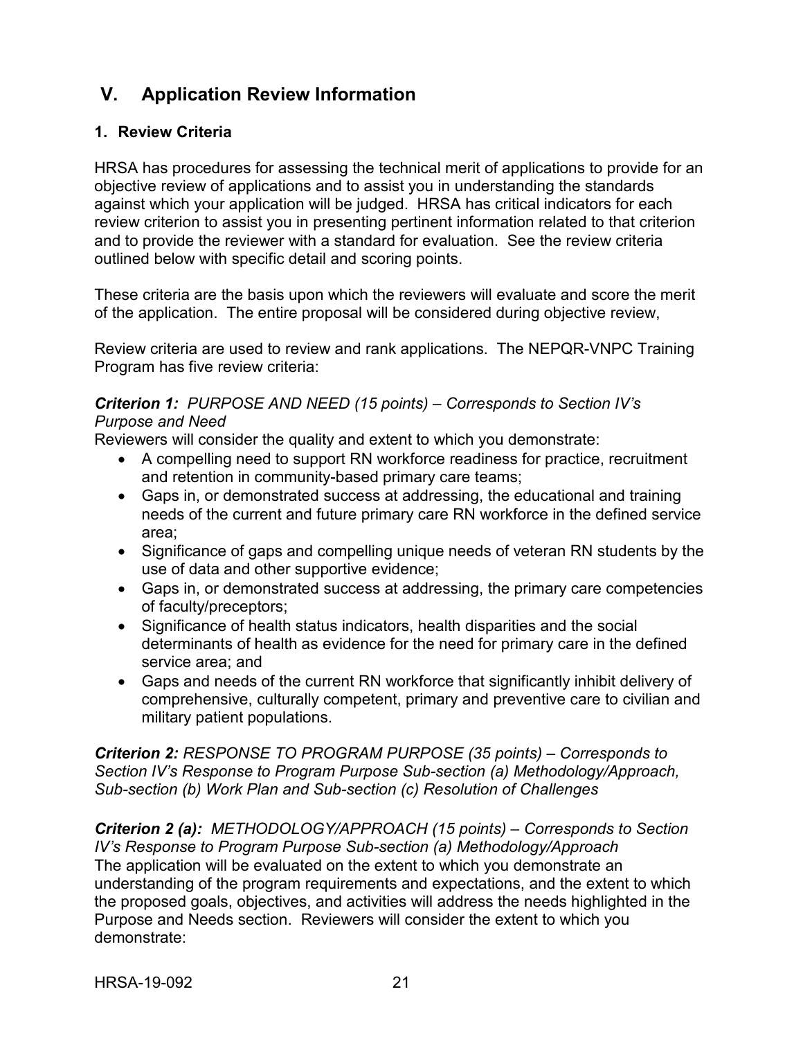## V. Application Review Information

### 1. Review Criteria

HRSA has procedures for assessing the technical merit of applications to provide for an objective review of applications and to assist you in understanding the standards against which your application will be judged. HRSA has critical indicators for each review criterion to assist you in presenting pertinent information related to that criterion and to provide the reviewer with a standard for evaluation. See the review criteria outlined below with specific detail and scoring points.

These criteria are the basis upon which the reviewers will evaluate and score the merit of the application. The entire proposal will be considered during objective review,

Review criteria are used to review and rank applications. The NEPQR-VNPC Training Program has five review criteria:

***Criterion 1:*** *PURPOSE AND NEED (15 points) – Corresponds to Section IV's Purpose and Need*

Reviewers will consider the quality and extent to which you demonstrate:

- A compelling need to support RN workforce readiness for practice, recruitment and retention in community-based primary care teams;
- Gaps in, or demonstrated success at addressing, the educational and training needs of the current and future primary care RN workforce in the defined service area;
- Significance of gaps and compelling unique needs of veteran RN students by the use of data and other supportive evidence;
- Gaps in, or demonstrated success at addressing, the primary care competencies of faculty/preceptors;
- Significance of health status indicators, health disparities and the social determinants of health as evidence for the need for primary care in the defined service area; and
- Gaps and needs of the current RN workforce that significantly inhibit delivery of comprehensive, culturally competent, primary and preventive care to civilian and military patient populations.

***Criterion 2:*** *RESPONSE TO PROGRAM PURPOSE (35 points) – Corresponds to Section IV's Response to Program Purpose Sub-section (a) Methodology/Approach, Sub-section (b) Work Plan and Sub-section (c) Resolution of Challenges*

***Criterion 2 (a):*** *METHODOLOGY/APPROACH (15 points) – Corresponds to Section IV's Response to Program Purpose Sub-section (a) Methodology/Approach*

The application will be evaluated on the extent to which you demonstrate an understanding of the program requirements and expectations, and the extent to which the proposed goals, objectives, and activities will address the needs highlighted in the Purpose and Needs section. Reviewers will consider the extent to which you demonstrate: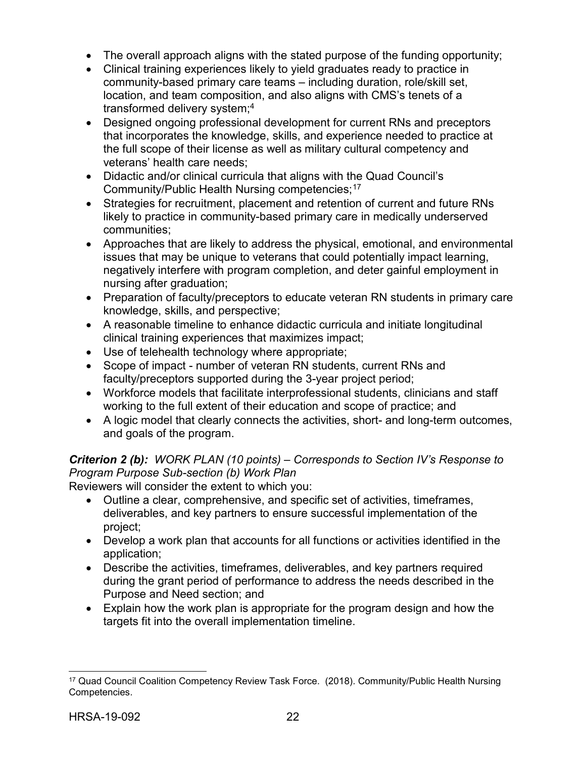- The overall approach aligns with the stated purpose of the funding opportunity;
- Clinical training experiences likely to yield graduates ready to practice in community-based primary care teams – including duration, role/skill set, location, and team composition, and also aligns with CMS's tenets of a transformed delivery system;[4]
- Designed ongoing professional development for current RNs and preceptors that incorporates the knowledge, skills, and experience needed to practice at the full scope of their license as well as military cultural competency and veterans' health care needs;
- Didactic and/or clinical curricula that aligns with the Quad Council's Community/Public Health Nursing competencies;[17]
- Strategies for recruitment, placement and retention of current and future RNs likely to practice in community-based primary care in medically underserved communities;
- Approaches that are likely to address the physical, emotional, and environmental issues that may be unique to veterans that could potentially impact learning, negatively interfere with program completion, and deter gainful employment in nursing after graduation;
- Preparation of faculty/preceptors to educate veteran RN students in primary care knowledge, skills, and perspective;
- A reasonable timeline to enhance didactic curricula and initiate longitudinal clinical training experiences that maximizes impact;
- Use of telehealth technology where appropriate;
- Scope of impact - number of veteran RN students, current RNs and faculty/preceptors supported during the 3-year project period;
- Workforce models that facilitate interprofessional students, clinicians and staff working to the full extent of their education and scope of practice; and
- A logic model that clearly connects the activities, short- and long-term outcomes, and goals of the program.

***Criterion 2 (b):*** *WORK PLAN (10 points) – Corresponds to Section IV's Response to Program Purpose Sub-section (b) Work Plan*

Reviewers will consider the extent to which you:

- Outline a clear, comprehensive, and specific set of activities, timeframes, deliverables, and key partners to ensure successful implementation of the project;
- Develop a work plan that accounts for all functions or activities identified in the application;
- Describe the activities, timeframes, deliverables, and key partners required during the grant period of performance to address the needs described in the Purpose and Need section; and
- Explain how the work plan is appropriate for the program design and how the targets fit into the overall implementation timeline.

[17] Quad Council Coalition Competency Review Task Force. (2018). Community/Public Health Nursing Competencies.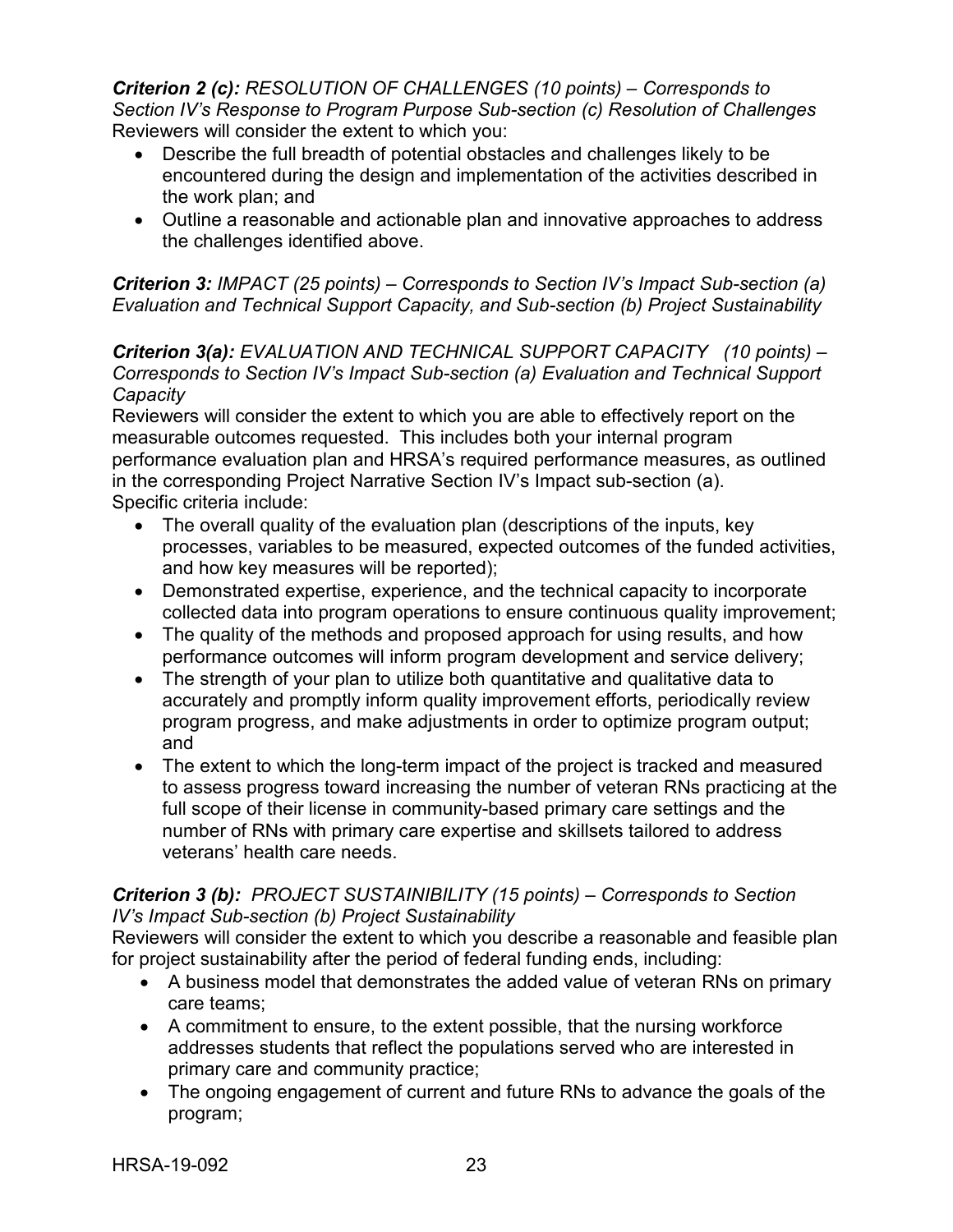***Criterion 2 (c):*** *RESOLUTION OF CHALLENGES (10 points) – Corresponds to Section IV's Response to Program Purpose Sub-section (c) Resolution of Challenges*
Reviewers will consider the extent to which you:

- Describe the full breadth of potential obstacles and challenges likely to be encountered during the design and implementation of the activities described in the work plan; and
- Outline a reasonable and actionable plan and innovative approaches to address the challenges identified above.

***Criterion 3:*** *IMPACT (25 points) – Corresponds to Section IV's Impact Sub-section (a) Evaluation and Technical Support Capacity, and Sub-section (b) Project Sustainability*

***Criterion 3(a):*** *EVALUATION AND TECHNICAL SUPPORT CAPACITY (10 points) – Corresponds to Section IV's Impact Sub-section (a) Evaluation and Technical Support Capacity*
Reviewers will consider the extent to which you are able to effectively report on the measurable outcomes requested. This includes both your internal program performance evaluation plan and HRSA's required performance measures, as outlined in the corresponding Project Narrative Section IV's Impact sub-section (a). Specific criteria include:

- The overall quality of the evaluation plan (descriptions of the inputs, key processes, variables to be measured, expected outcomes of the funded activities, and how key measures will be reported);
- Demonstrated expertise, experience, and the technical capacity to incorporate collected data into program operations to ensure continuous quality improvement;
- The quality of the methods and proposed approach for using results, and how performance outcomes will inform program development and service delivery;
- The strength of your plan to utilize both quantitative and qualitative data to accurately and promptly inform quality improvement efforts, periodically review program progress, and make adjustments in order to optimize program output; and
- The extent to which the long-term impact of the project is tracked and measured to assess progress toward increasing the number of veteran RNs practicing at the full scope of their license in community-based primary care settings and the number of RNs with primary care expertise and skillsets tailored to address veterans' health care needs.

***Criterion 3 (b):*** *PROJECT SUSTAINIBILITY (15 points) – Corresponds to Section IV's Impact Sub-section (b) Project Sustainability*
Reviewers will consider the extent to which you describe a reasonable and feasible plan for project sustainability after the period of federal funding ends, including:

- A business model that demonstrates the added value of veteran RNs on primary care teams;
- A commitment to ensure, to the extent possible, that the nursing workforce addresses students that reflect the populations served who are interested in primary care and community practice;
- The ongoing engagement of current and future RNs to advance the goals of the program;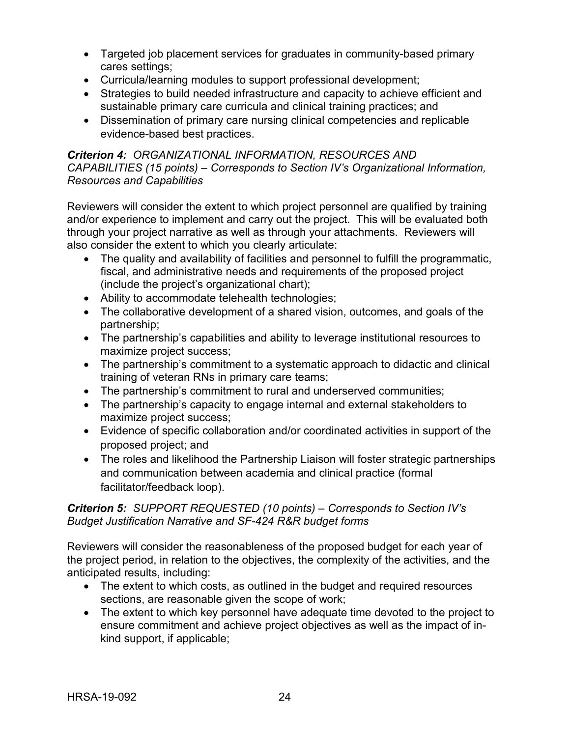- Targeted job placement services for graduates in community-based primary cares settings;
- Curricula/learning modules to support professional development;
- Strategies to build needed infrastructure and capacity to achieve efficient and sustainable primary care curricula and clinical training practices; and
- Dissemination of primary care nursing clinical competencies and replicable evidence-based best practices.

***Criterion 4:*** *ORGANIZATIONAL INFORMATION, RESOURCES AND CAPABILITIES (15 points) – Corresponds to Section IV's Organizational Information, Resources and Capabilities*

Reviewers will consider the extent to which project personnel are qualified by training and/or experience to implement and carry out the project. This will be evaluated both through your project narrative as well as through your attachments. Reviewers will also consider the extent to which you clearly articulate:

- The quality and availability of facilities and personnel to fulfill the programmatic, fiscal, and administrative needs and requirements of the proposed project (include the project's organizational chart);
- Ability to accommodate telehealth technologies;
- The collaborative development of a shared vision, outcomes, and goals of the partnership;
- The partnership's capabilities and ability to leverage institutional resources to maximize project success;
- The partnership's commitment to a systematic approach to didactic and clinical training of veteran RNs in primary care teams;
- The partnership's commitment to rural and underserved communities;
- The partnership's capacity to engage internal and external stakeholders to maximize project success;
- Evidence of specific collaboration and/or coordinated activities in support of the proposed project; and
- The roles and likelihood the Partnership Liaison will foster strategic partnerships and communication between academia and clinical practice (formal facilitator/feedback loop).

***Criterion 5:*** *SUPPORT REQUESTED (10 points) – Corresponds to Section IV's Budget Justification Narrative and SF-424 R&R budget forms*

Reviewers will consider the reasonableness of the proposed budget for each year of the project period, in relation to the objectives, the complexity of the activities, and the anticipated results, including:

- The extent to which costs, as outlined in the budget and required resources sections, are reasonable given the scope of work;
- The extent to which key personnel have adequate time devoted to the project to ensure commitment and achieve project objectives as well as the impact of in-kind support, if applicable;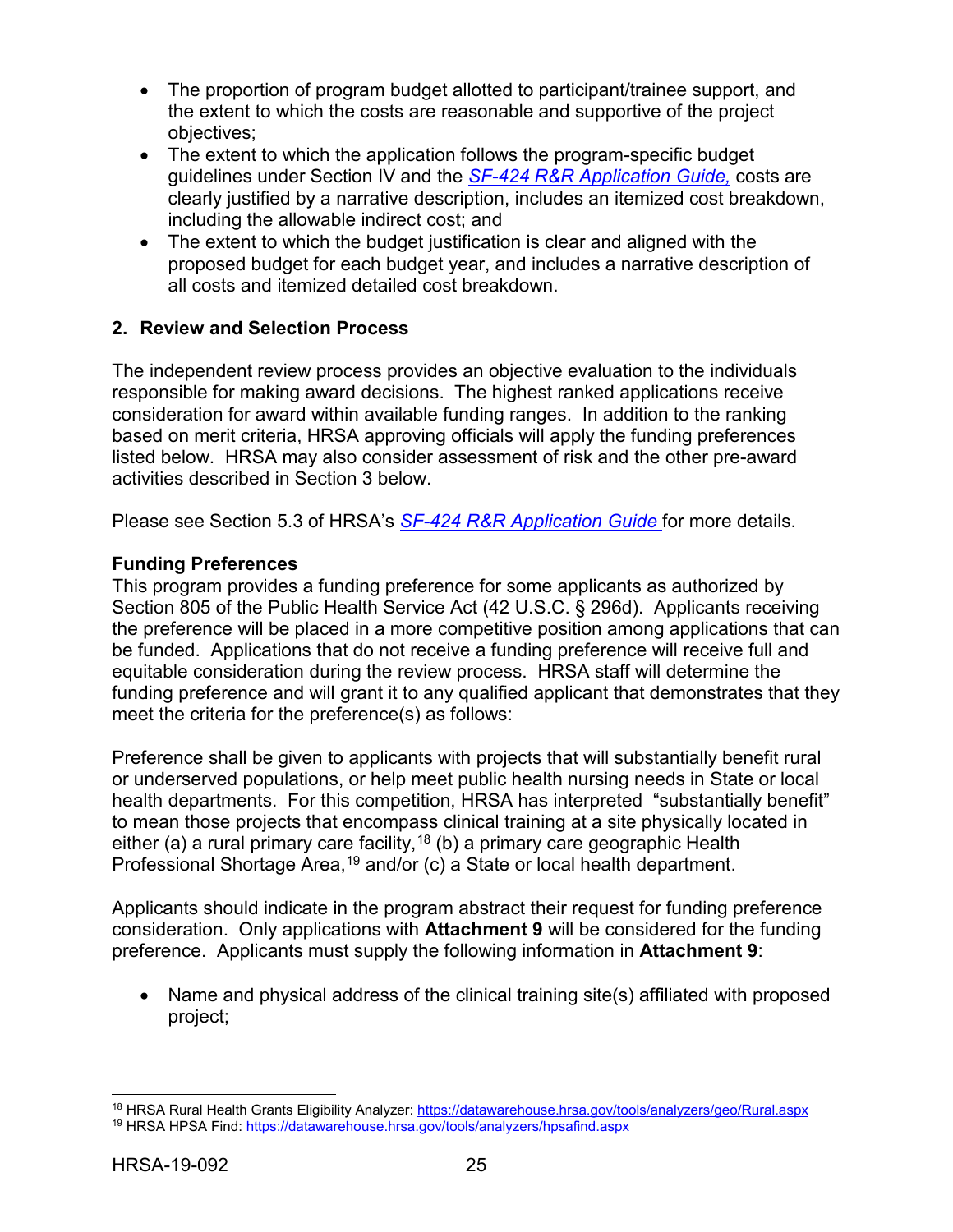- The proportion of program budget allotted to participant/trainee support, and the extent to which the costs are reasonable and supportive of the project objectives;
- The extent to which the application follows the program-specific budget guidelines under Section IV and the *SF-424 R&R Application Guide,* costs are clearly justified by a narrative description, includes an itemized cost breakdown, including the allowable indirect cost; and
- The extent to which the budget justification is clear and aligned with the proposed budget for each budget year, and includes a narrative description of all costs and itemized detailed cost breakdown.

## 2. Review and Selection Process

The independent review process provides an objective evaluation to the individuals responsible for making award decisions. The highest ranked applications receive consideration for award within available funding ranges. In addition to the ranking based on merit criteria, HRSA approving officials will apply the funding preferences listed below. HRSA may also consider assessment of risk and the other pre-award activities described in Section 3 below.

Please see Section 5.3 of HRSA's *SF-424 R&R Application Guide* for more details.

**Funding Preferences**

This program provides a funding preference for some applicants as authorized by Section 805 of the Public Health Service Act (42 U.S.C. § 296d). Applicants receiving the preference will be placed in a more competitive position among applications that can be funded. Applications that do not receive a funding preference will receive full and equitable consideration during the review process. HRSA staff will determine the funding preference and will grant it to any qualified applicant that demonstrates that they meet the criteria for the preference(s) as follows:

Preference shall be given to applicants with projects that will substantially benefit rural or underserved populations, or help meet public health nursing needs in State or local health departments. For this competition, HRSA has interpreted "substantially benefit" to mean those projects that encompass clinical training at a site physically located in either (a) a rural primary care facility,[18] (b) a primary care geographic Health Professional Shortage Area,[19] and/or (c) a State or local health department.

Applicants should indicate in the program abstract their request for funding preference consideration. Only applications with **Attachment 9** will be considered for the funding preference. Applicants must supply the following information in **Attachment 9**:

- Name and physical address of the clinical training site(s) affiliated with proposed project;

[18] HRSA Rural Health Grants Eligibility Analyzer: https://datawarehouse.hrsa.gov/tools/analyzers/geo/Rural.aspx

[19] HRSA HPSA Find: https://datawarehouse.hrsa.gov/tools/analyzers/hpsafind.aspx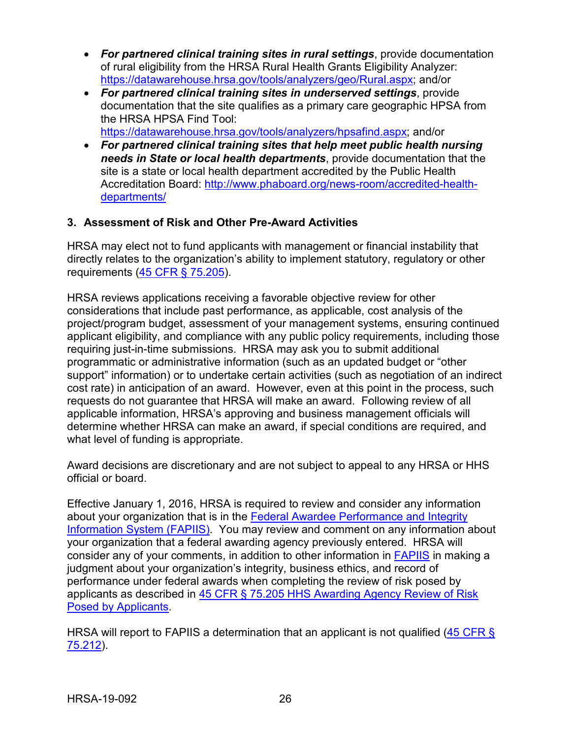- ***For partnered clinical training sites in rural settings***, provide documentation of rural eligibility from the HRSA Rural Health Grants Eligibility Analyzer: [https://datawarehouse.hrsa.gov/tools/analyzers/geo/Rural.aspx](https://datawarehouse.hrsa.gov/tools/analyzers/geo/Rural.aspx); and/or
- ***For partnered clinical training sites in underserved settings***, provide documentation that the site qualifies as a primary care geographic HPSA from the HRSA HPSA Find Tool: [https://datawarehouse.hrsa.gov/tools/analyzers/hpsafind.aspx](https://datawarehouse.hrsa.gov/tools/analyzers/hpsafind.aspx); and/or
- ***For partnered clinical training sites that help meet public health nursing needs in State or local health departments***, provide documentation that the site is a state or local health department accredited by the Public Health Accreditation Board: [http://www.phaboard.org/news-room/accredited-health-departments/](http://www.phaboard.org/news-room/accredited-health-departments/)

### 3. Assessment of Risk and Other Pre-Award Activities

HRSA may elect not to fund applicants with management or financial instability that directly relates to the organization's ability to implement statutory, regulatory or other requirements ([45 CFR § 75.205](#)).

HRSA reviews applications receiving a favorable objective review for other considerations that include past performance, as applicable, cost analysis of the project/program budget, assessment of your management systems, ensuring continued applicant eligibility, and compliance with any public policy requirements, including those requiring just-in-time submissions. HRSA may ask you to submit additional programmatic or administrative information (such as an updated budget or "other support" information) or to undertake certain activities (such as negotiation of an indirect cost rate) in anticipation of an award. However, even at this point in the process, such requests do not guarantee that HRSA will make an award. Following review of all applicable information, HRSA's approving and business management officials will determine whether HRSA can make an award, if special conditions are required, and what level of funding is appropriate.

Award decisions are discretionary and are not subject to appeal to any HRSA or HHS official or board.

Effective January 1, 2016, HRSA is required to review and consider any information about your organization that is in the [Federal Awardee Performance and Integrity Information System (FAPIIS)](#). You may review and comment on any information about your organization that a federal awarding agency previously entered. HRSA will consider any of your comments, in addition to other information in [FAPIIS](#) in making a judgment about your organization's integrity, business ethics, and record of performance under federal awards when completing the review of risk posed by applicants as described in [45 CFR § 75.205 HHS Awarding Agency Review of Risk Posed by Applicants](#).

HRSA will report to FAPIIS a determination that an applicant is not qualified ([45 CFR § 75.212](#)).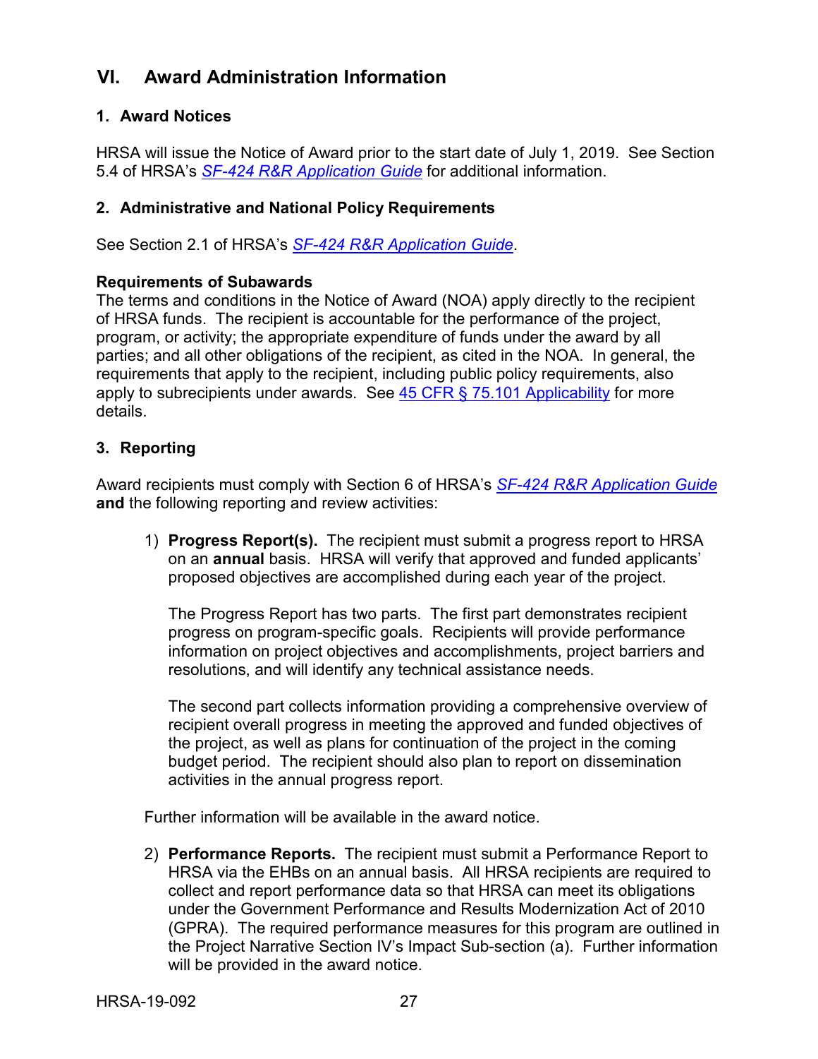## VI. Award Administration Information

### 1. Award Notices

HRSA will issue the Notice of Award prior to the start date of July 1, 2019. See Section 5.4 of HRSA's *SF-424 R&R Application Guide* for additional information.

### 2. Administrative and National Policy Requirements

See Section 2.1 of HRSA's *SF-424 R&R Application Guide*.

**Requirements of Subawards**

The terms and conditions in the Notice of Award (NOA) apply directly to the recipient of HRSA funds. The recipient is accountable for the performance of the project, program, or activity; the appropriate expenditure of funds under the award by all parties; and all other obligations of the recipient, as cited in the NOA. In general, the requirements that apply to the recipient, including public policy requirements, also apply to subrecipients under awards. See 45 CFR § 75.101 Applicability for more details.

### 3. Reporting

Award recipients must comply with Section 6 of HRSA's *SF-424 R&R Application Guide* **and** the following reporting and review activities:

1) **Progress Report(s).** The recipient must submit a progress report to HRSA on an **annual** basis. HRSA will verify that approved and funded applicants' proposed objectives are accomplished during each year of the project.

   The Progress Report has two parts. The first part demonstrates recipient progress on program-specific goals. Recipients will provide performance information on project objectives and accomplishments, project barriers and resolutions, and will identify any technical assistance needs.

   The second part collects information providing a comprehensive overview of recipient overall progress in meeting the approved and funded objectives of the project, as well as plans for continuation of the project in the coming budget period. The recipient should also plan to report on dissemination activities in the annual progress report.

Further information will be available in the award notice.

2) **Performance Reports.** The recipient must submit a Performance Report to HRSA via the EHBs on an annual basis. All HRSA recipients are required to collect and report performance data so that HRSA can meet its obligations under the Government Performance and Results Modernization Act of 2010 (GPRA). The required performance measures for this program are outlined in the Project Narrative Section IV's Impact Sub-section (a). Further information will be provided in the award notice.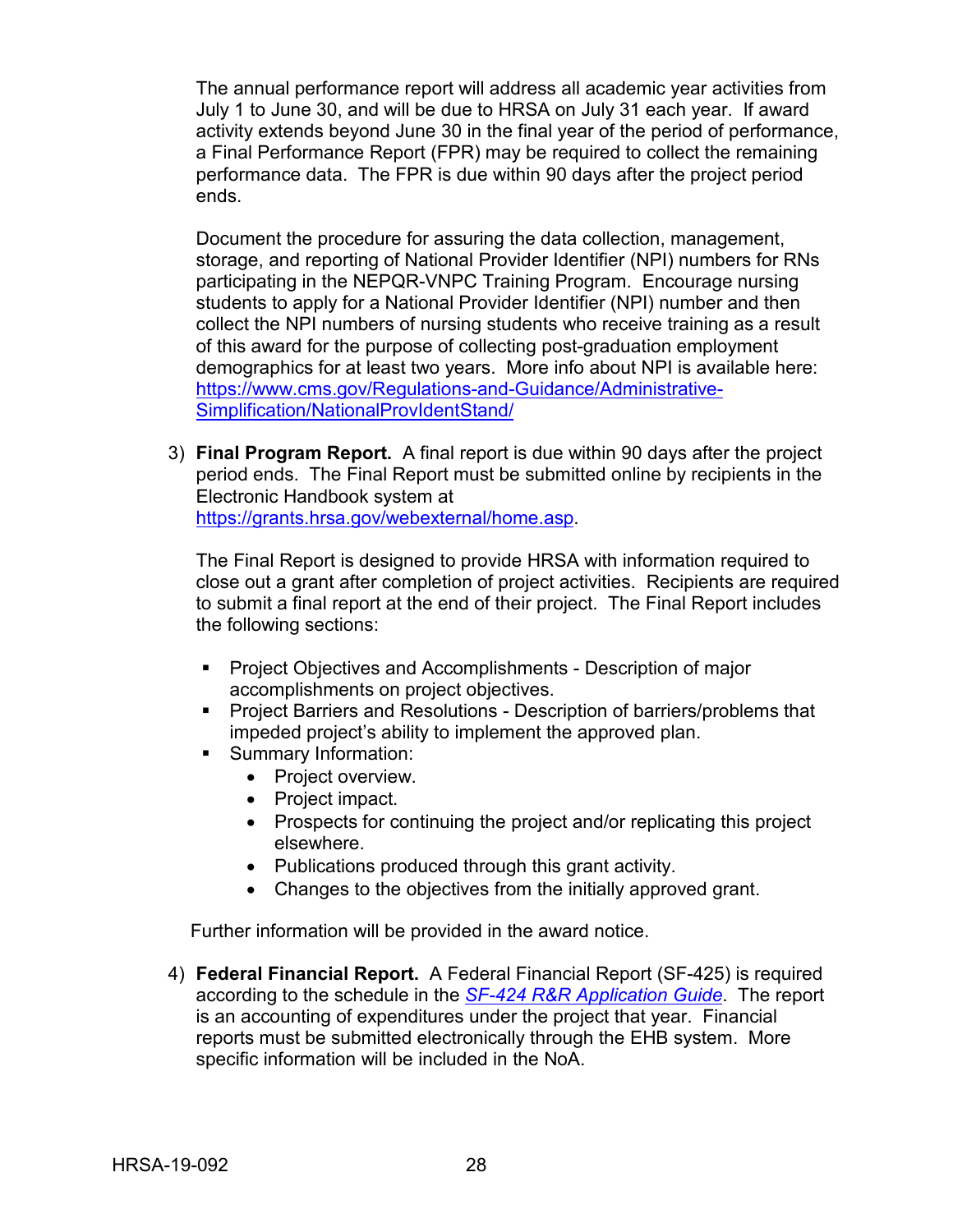The annual performance report will address all academic year activities from July 1 to June 30, and will be due to HRSA on July 31 each year. If award activity extends beyond June 30 in the final year of the period of performance, a Final Performance Report (FPR) may be required to collect the remaining performance data. The FPR is due within 90 days after the project period ends.

Document the procedure for assuring the data collection, management, storage, and reporting of National Provider Identifier (NPI) numbers for RNs participating in the NEPQR-VNPC Training Program. Encourage nursing students to apply for a National Provider Identifier (NPI) number and then collect the NPI numbers of nursing students who receive training as a result of this award for the purpose of collecting post-graduation employment demographics for at least two years. More info about NPI is available here: [https://www.cms.gov/Regulations-and-Guidance/Administrative-Simplification/NationalProvIdentStand/](https://www.cms.gov/Regulations-and-Guidance/Administrative-Simplification/NationalProvIdentStand/)

3) **Final Program Report.** A final report is due within 90 days after the project period ends. The Final Report must be submitted online by recipients in the Electronic Handbook system at [https://grants.hrsa.gov/webexternal/home.asp](https://grants.hrsa.gov/webexternal/home.asp).

   The Final Report is designed to provide HRSA with information required to close out a grant after completion of project activities. Recipients are required to submit a final report at the end of their project. The Final Report includes the following sections:

   - Project Objectives and Accomplishments - Description of major accomplishments on project objectives.
   - Project Barriers and Resolutions - Description of barriers/problems that impeded project's ability to implement the approved plan.
   - Summary Information:
     - Project overview.
     - Project impact.
     - Prospects for continuing the project and/or replicating this project elsewhere.
     - Publications produced through this grant activity.
     - Changes to the objectives from the initially approved grant.

   Further information will be provided in the award notice.

4) **Federal Financial Report.** A Federal Financial Report (SF-425) is required according to the schedule in the *[SF-424 R&R Application Guide](#)*. The report is an accounting of expenditures under the project that year. Financial reports must be submitted electronically through the EHB system. More specific information will be included in the NoA.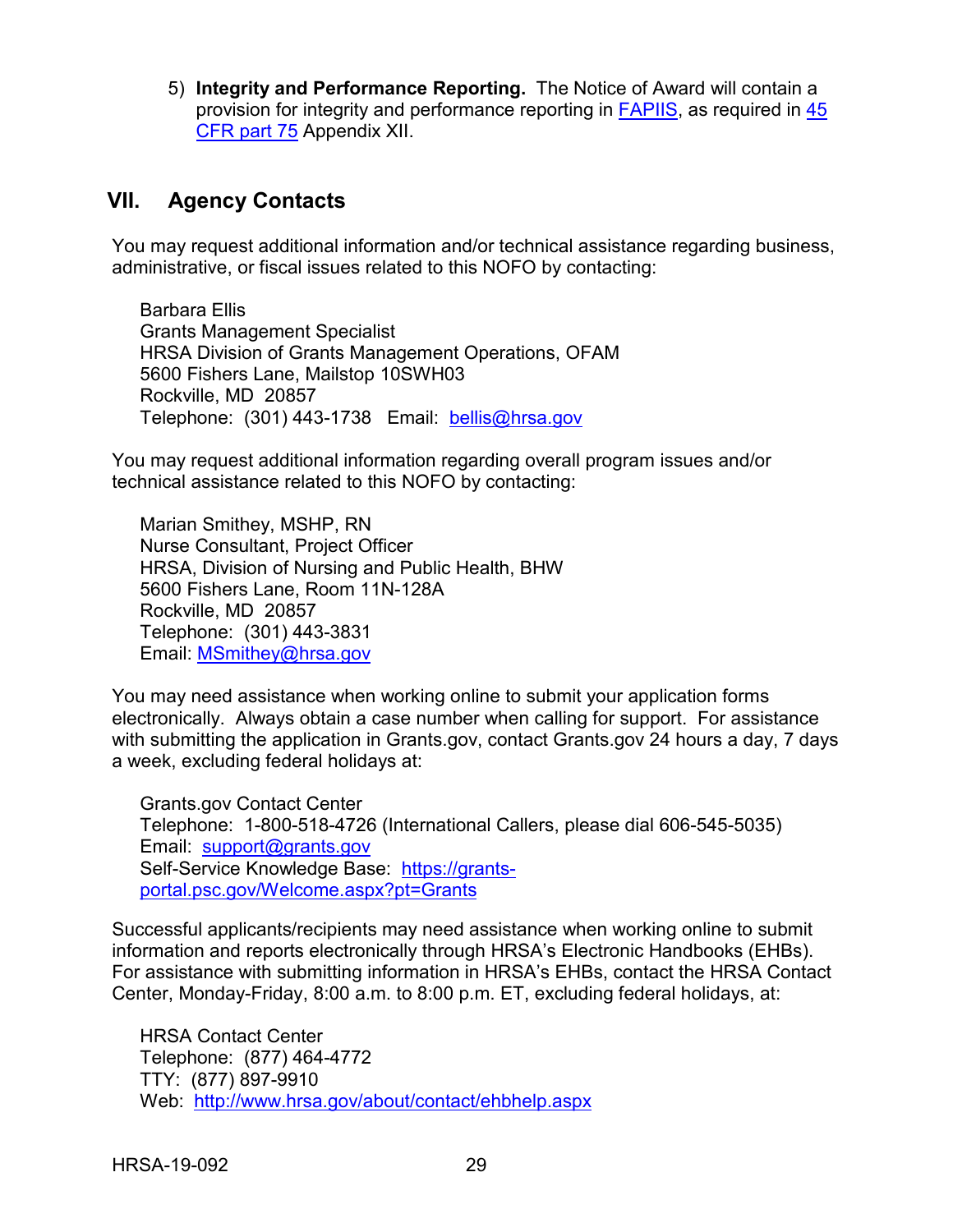5) **Integrity and Performance Reporting.** The Notice of Award will contain a provision for integrity and performance reporting in [FAPIIS](), as required in [45 CFR part 75]() Appendix XII.

## VII. Agency Contacts

You may request additional information and/or technical assistance regarding business, administrative, or fiscal issues related to this NOFO by contacting:

Barbara Ellis
Grants Management Specialist
HRSA Division of Grants Management Operations, OFAM
5600 Fishers Lane, Mailstop 10SWH03
Rockville, MD 20857
Telephone: (301) 443-1738 Email: [bellis@hrsa.gov](mailto:bellis@hrsa.gov)

You may request additional information regarding overall program issues and/or technical assistance related to this NOFO by contacting:

Marian Smithey, MSHP, RN
Nurse Consultant, Project Officer
HRSA, Division of Nursing and Public Health, BHW
5600 Fishers Lane, Room 11N-128A
Rockville, MD 20857
Telephone: (301) 443-3831
Email: [MSmithey@hrsa.gov](mailto:MSmithey@hrsa.gov)

You may need assistance when working online to submit your application forms electronically. Always obtain a case number when calling for support. For assistance with submitting the application in Grants.gov, contact Grants.gov 24 hours a day, 7 days a week, excluding federal holidays at:

Grants.gov Contact Center
Telephone: 1-800-518-4726 (International Callers, please dial 606-545-5035)
Email: [support@grants.gov](mailto:support@grants.gov)
Self-Service Knowledge Base: [https://grants-portal.psc.gov/Welcome.aspx?pt=Grants](https://grants-portal.psc.gov/Welcome.aspx?pt=Grants)

Successful applicants/recipients may need assistance when working online to submit information and reports electronically through HRSA's Electronic Handbooks (EHBs). For assistance with submitting information in HRSA's EHBs, contact the HRSA Contact Center, Monday-Friday, 8:00 a.m. to 8:00 p.m. ET, excluding federal holidays, at:

HRSA Contact Center
Telephone: (877) 464-4772
TTY: (877) 897-9910
Web: [http://www.hrsa.gov/about/contact/ehbhelp.aspx](http://www.hrsa.gov/about/contact/ehbhelp.aspx)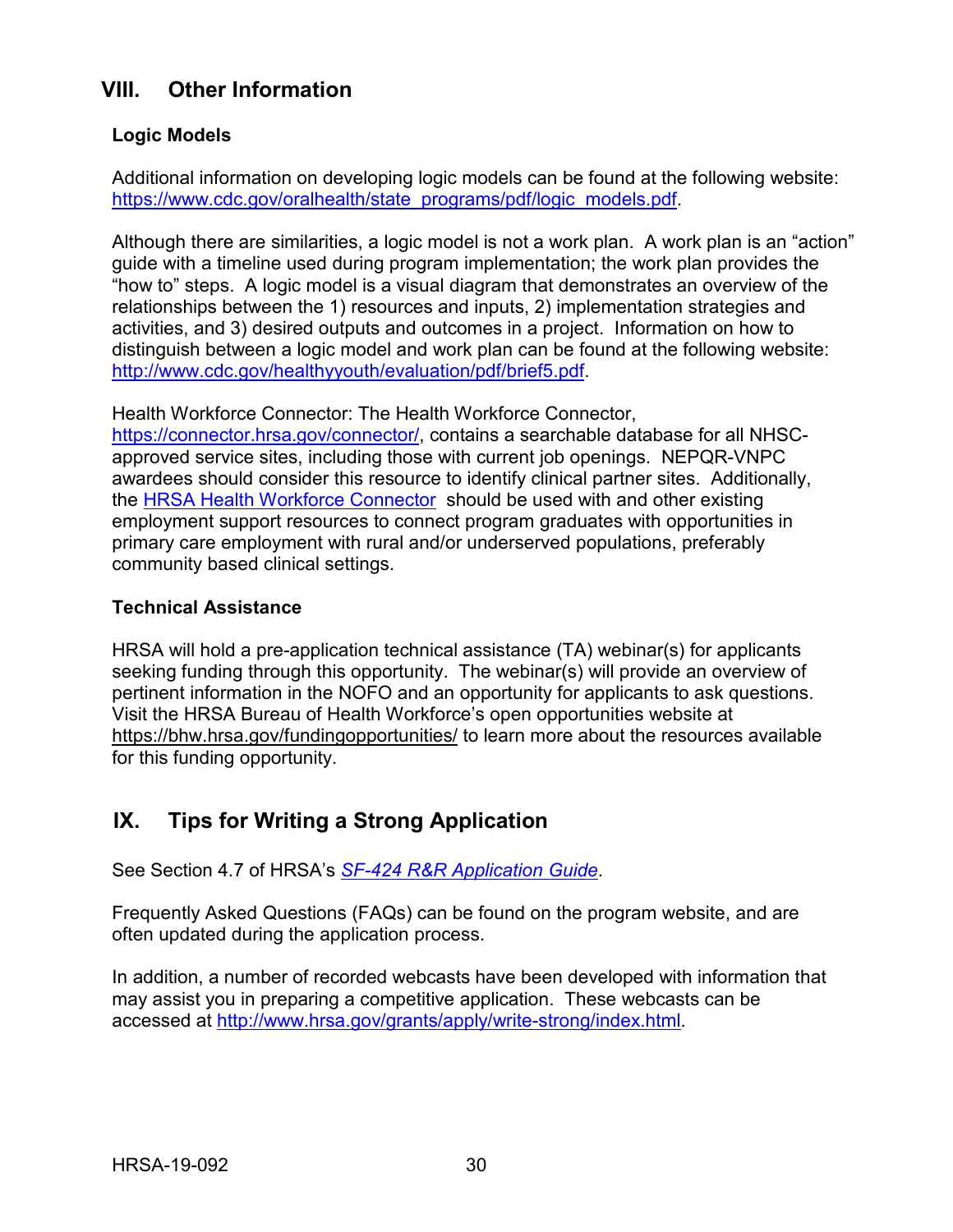## VIII. Other Information

### Logic Models

Additional information on developing logic models can be found at the following website: https://www.cdc.gov/oralhealth/state_programs/pdf/logic_models.pdf.

Although there are similarities, a logic model is not a work plan. A work plan is an "action" guide with a timeline used during program implementation; the work plan provides the "how to" steps. A logic model is a visual diagram that demonstrates an overview of the relationships between the 1) resources and inputs, 2) implementation strategies and activities, and 3) desired outputs and outcomes in a project. Information on how to distinguish between a logic model and work plan can be found at the following website: http://www.cdc.gov/healthyyouth/evaluation/pdf/brief5.pdf.

Health Workforce Connector: The Health Workforce Connector, https://connector.hrsa.gov/connector/, contains a searchable database for all NHSC-approved service sites, including those with current job openings. NEPQR-VNPC awardees should consider this resource to identify clinical partner sites. Additionally, the HRSA Health Workforce Connector should be used with and other existing employment support resources to connect program graduates with opportunities in primary care employment with rural and/or underserved populations, preferably community based clinical settings.

### Technical Assistance

HRSA will hold a pre-application technical assistance (TA) webinar(s) for applicants seeking funding through this opportunity. The webinar(s) will provide an overview of pertinent information in the NOFO and an opportunity for applicants to ask questions. Visit the HRSA Bureau of Health Workforce's open opportunities website at https://bhw.hrsa.gov/fundingopportunities/ to learn more about the resources available for this funding opportunity.

## IX. Tips for Writing a Strong Application

See Section 4.7 of HRSA's *SF-424 R&R Application Guide*.

Frequently Asked Questions (FAQs) can be found on the program website, and are often updated during the application process.

In addition, a number of recorded webcasts have been developed with information that may assist you in preparing a competitive application. These webcasts can be accessed at http://www.hrsa.gov/grants/apply/write-strong/index.html.